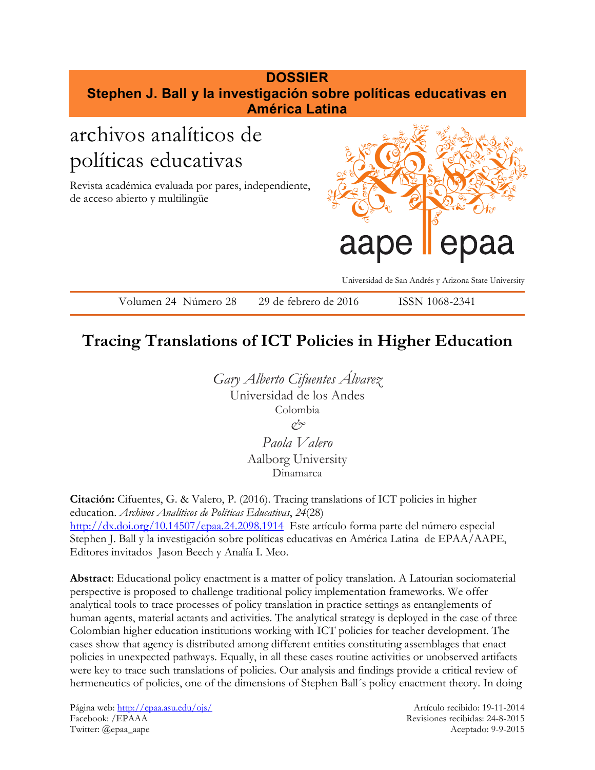**DOSSIER**
**Stephen J. Ball y la investigación sobre políticas educativas en América Latina**

# archivos analíticos de políticas educativas

Revista académica evaluada por pares, independiente, de acceso abierto y multilingüe

aape epaa

Universidad de San Andrés y Arizona State University

Volumen 24 Número 28 29 de febrero de 2016 ISSN 1068-2341

## Tracing Translations of ICT Policies in Higher Education

*Gary Alberto Cifuentes Álvarez*
Universidad de los Andes
Colombia
&
*Paola Valero*
Aalborg University
Dinamarca

**Citación:** Cifuentes, G. & Valero, P. (2016). Tracing translations of ICT policies in higher education. *Archivos Analíticos de Políticas Educativas*, *24*(28) http://dx.doi.org/10.14507/epaa.24.2098.1914 Este artículo forma parte del número especial Stephen J. Ball y la investigación sobre políticas educativas en América Latina de EPAA/AAPE, Editores invitados Jason Beech y Analía I. Meo.

**Abstract**: Educational policy enactment is a matter of policy translation. A Latourian sociomaterial perspective is proposed to challenge traditional policy implementation frameworks. We offer analytical tools to trace processes of policy translation in practice settings as entanglements of human agents, material actants and activities. The analytical strategy is deployed in the case of three Colombian higher education institutions working with ICT policies for teacher development. The cases show that agency is distributed among different entities constituting assemblages that enact policies in unexpected pathways. Equally, in all these cases routine activities or unobserved artifacts were key to trace such translations of policies. Our analysis and findings provide a critical review of hermeneutics of policies, one of the dimensions of Stephen Ball´s policy enactment theory. In doing

Página web: http://epaa.asu.edu/ojs/
Facebook: /EPAAA
Twitter: @epaa_aape

Artículo recibido: 19-11-2014
Revisiones recibidas: 24-8-2015
Aceptado: 9-9-2015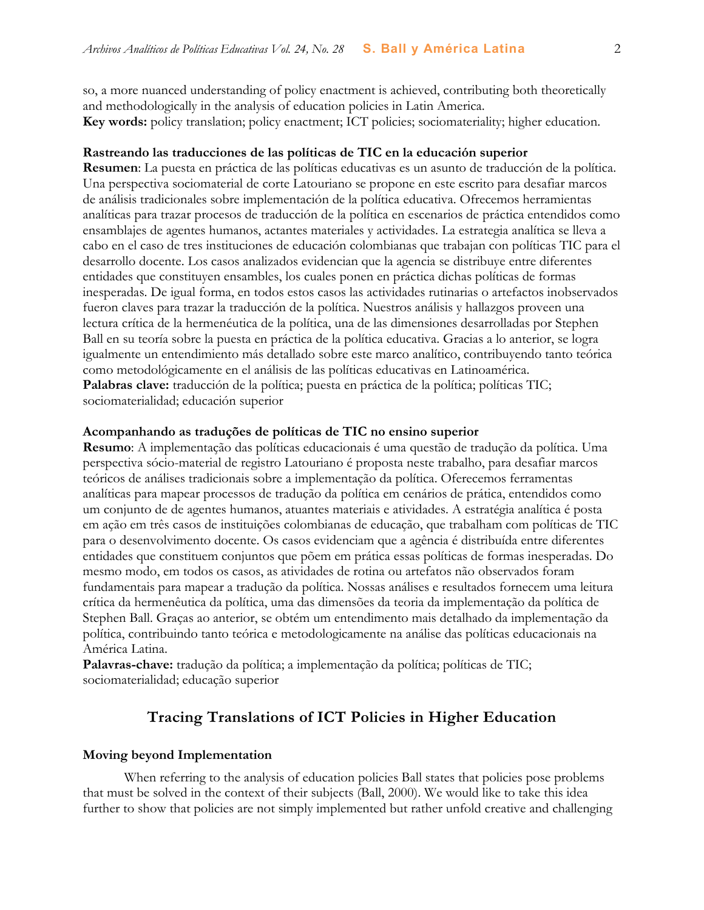so, a more nuanced understanding of policy enactment is achieved, contributing both theoretically and methodologically in the analysis of education policies in Latin America.
**Key words:** policy translation; policy enactment; ICT policies; sociomateriality; higher education.

**Rastreando las traducciones de las políticas de TIC en la educación superior**
**Resumen**: La puesta en práctica de las políticas educativas es un asunto de traducción de la política. Una perspectiva sociomaterial de corte Latouriano se propone en este escrito para desafiar marcos de análisis tradicionales sobre implementación de la política educativa. Ofrecemos herramientas analíticas para trazar procesos de traducción de la política en escenarios de práctica entendidos como ensamblajes de agentes humanos, actantes materiales y actividades. La estrategia analítica se lleva a cabo en el caso de tres instituciones de educación colombianas que trabajan con políticas TIC para el desarrollo docente. Los casos analizados evidencian que la agencia se distribuye entre diferentes entidades que constituyen ensambles, los cuales ponen en práctica dichas políticas de formas inesperadas. De igual forma, en todos estos casos las actividades rutinarias o artefactos inobservados fueron claves para trazar la traducción de la política. Nuestros análisis y hallazgos proveen una lectura crítica de la hermenéutica de la política, una de las dimensiones desarrolladas por Stephen Ball en su teoría sobre la puesta en práctica de la política educativa. Gracias a lo anterior, se logra igualmente un entendimiento más detallado sobre este marco analítico, contribuyendo tanto teórica como metodológicamente en el análisis de las políticas educativas en Latinoamérica.
**Palabras clave:** traducción de la política; puesta en práctica de la política; políticas TIC; sociomaterialidad; educación superior

**Acompanhando as traduções de políticas de TIC no ensino superior**
**Resumo**: A implementação das políticas educacionais é uma questão de tradução da política. Uma perspectiva sócio-material de registro Latouriano é proposta neste trabalho, para desafiar marcos teóricos de análises tradicionais sobre a implementação da política. Oferecemos ferramentas analíticas para mapear processos de tradução da política em cenários de prática, entendidos como um conjunto de de agentes humanos, atuantes materiais e atividades. A estratégia analítica é posta em ação em três casos de instituições colombianas de educação, que trabalham com políticas de TIC para o desenvolvimento docente. Os casos evidenciam que a agência é distribuída entre diferentes entidades que constituem conjuntos que põem em prática essas políticas de formas inesperadas. Do mesmo modo, em todos os casos, as atividades de rotina ou artefatos não observados foram fundamentais para mapear a tradução da política. Nossas análises e resultados fornecem uma leitura crítica da hermenêutica da política, uma das dimensões da teoria da implementação da política de Stephen Ball. Graças ao anterior, se obtém um entendimento mais detalhado da implementação da política, contribuindo tanto teórica e metodologicamente na análise das políticas educacionais na América Latina.
**Palavras-chave:** tradução da política; a implementação da política; políticas de TIC; sociomaterialidad; educação superior

## Tracing Translations of ICT Policies in Higher Education

### Moving beyond Implementation

When referring to the analysis of education policies Ball states that policies pose problems that must be solved in the context of their subjects (Ball, 2000). We would like to take this idea further to show that policies are not simply implemented but rather unfold creative and challenging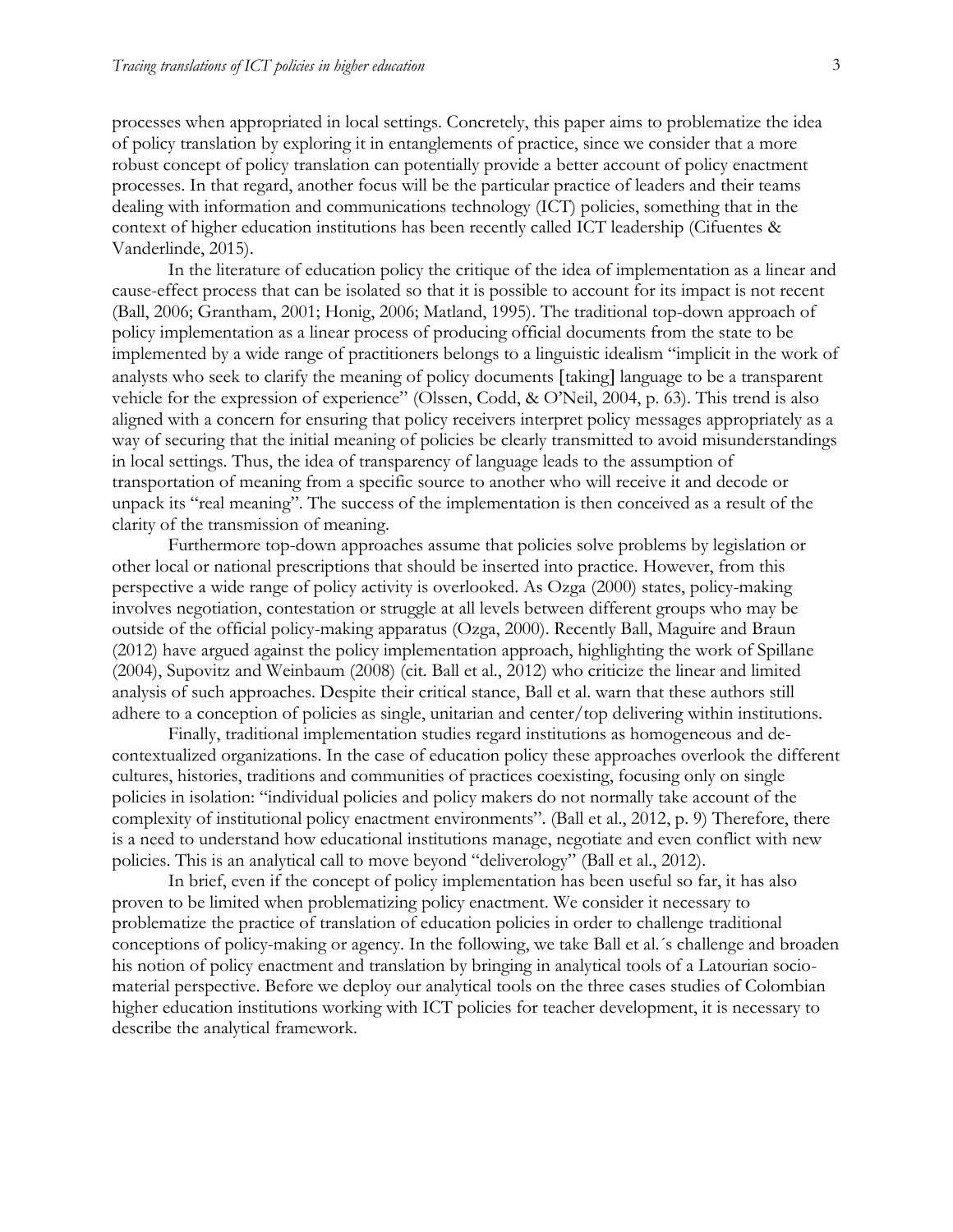processes when appropriated in local settings. Concretely, this paper aims to problematize the idea of policy translation by exploring it in entanglements of practice, since we consider that a more robust concept of policy translation can potentially provide a better account of policy enactment processes. In that regard, another focus will be the particular practice of leaders and their teams dealing with information and communications technology (ICT) policies, something that in the context of higher education institutions has been recently called ICT leadership (Cifuentes & Vanderlinde, 2015).

In the literature of education policy the critique of the idea of implementation as a linear and cause-effect process that can be isolated so that it is possible to account for its impact is not recent (Ball, 2006; Grantham, 2001; Honig, 2006; Matland, 1995). The traditional top-down approach of policy implementation as a linear process of producing official documents from the state to be implemented by a wide range of practitioners belongs to a linguistic idealism "implicit in the work of analysts who seek to clarify the meaning of policy documents [taking] language to be a transparent vehicle for the expression of experience" (Olssen, Codd, & O'Neil, 2004, p. 63). This trend is also aligned with a concern for ensuring that policy receivers interpret policy messages appropriately as a way of securing that the initial meaning of policies be clearly transmitted to avoid misunderstandings in local settings. Thus, the idea of transparency of language leads to the assumption of transportation of meaning from a specific source to another who will receive it and decode or unpack its "real meaning". The success of the implementation is then conceived as a result of the clarity of the transmission of meaning.

Furthermore top-down approaches assume that policies solve problems by legislation or other local or national prescriptions that should be inserted into practice. However, from this perspective a wide range of policy activity is overlooked. As Ozga (2000) states, policy-making involves negotiation, contestation or struggle at all levels between different groups who may be outside of the official policy-making apparatus (Ozga, 2000). Recently Ball, Maguire and Braun (2012) have argued against the policy implementation approach, highlighting the work of Spillane (2004), Supovitz and Weinbaum (2008) (cit. Ball et al., 2012) who criticize the linear and limited analysis of such approaches. Despite their critical stance, Ball et al. warn that these authors still adhere to a conception of policies as single, unitarian and center/top delivering within institutions.

Finally, traditional implementation studies regard institutions as homogeneous and de-contextualized organizations. In the case of education policy these approaches overlook the different cultures, histories, traditions and communities of practices coexisting, focusing only on single policies in isolation: "individual policies and policy makers do not normally take account of the complexity of institutional policy enactment environments". (Ball et al., 2012, p. 9) Therefore, there is a need to understand how educational institutions manage, negotiate and even conflict with new policies. This is an analytical call to move beyond "deliverology" (Ball et al., 2012).

In brief, even if the concept of policy implementation has been useful so far, it has also proven to be limited when problematizing policy enactment. We consider it necessary to problematize the practice of translation of education policies in order to challenge traditional conceptions of policy-making or agency. In the following, we take Ball et al.´s challenge and broaden his notion of policy enactment and translation by bringing in analytical tools of a Latourian socio-material perspective. Before we deploy our analytical tools on the three cases studies of Colombian higher education institutions working with ICT policies for teacher development, it is necessary to describe the analytical framework.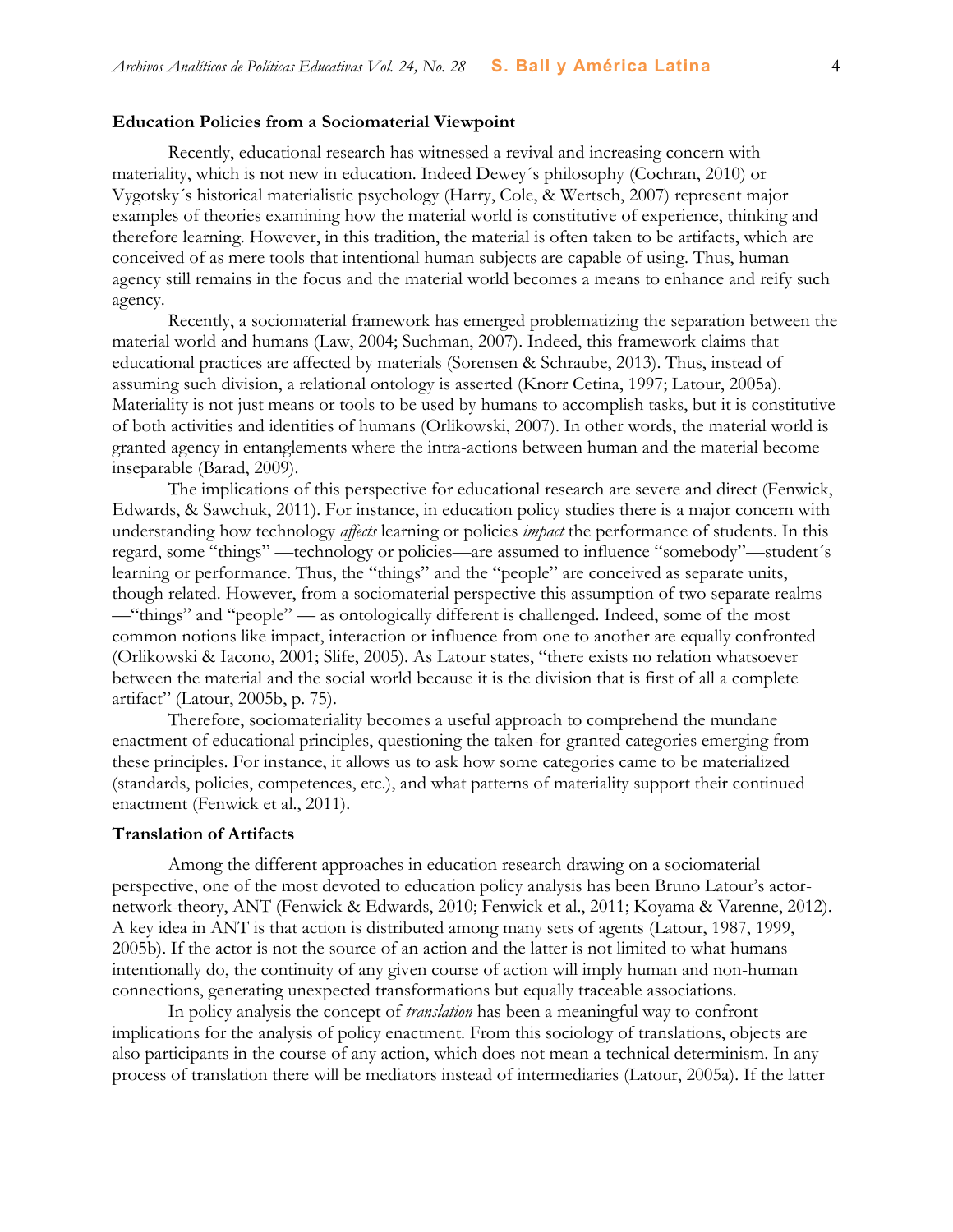### Education Policies from a Sociomaterial Viewpoint

Recently, educational research has witnessed a revival and increasing concern with materiality, which is not new in education. Indeed Dewey´s philosophy (Cochran, 2010) or Vygotsky´s historical materialistic psychology (Harry, Cole, & Wertsch, 2007) represent major examples of theories examining how the material world is constitutive of experience, thinking and therefore learning. However, in this tradition, the material is often taken to be artifacts, which are conceived of as mere tools that intentional human subjects are capable of using. Thus, human agency still remains in the focus and the material world becomes a means to enhance and reify such agency.

Recently, a sociomaterial framework has emerged problematizing the separation between the material world and humans (Law, 2004; Suchman, 2007). Indeed, this framework claims that educational practices are affected by materials (Sorensen & Schraube, 2013). Thus, instead of assuming such division, a relational ontology is asserted (Knorr Cetina, 1997; Latour, 2005a). Materiality is not just means or tools to be used by humans to accomplish tasks, but it is constitutive of both activities and identities of humans (Orlikowski, 2007). In other words, the material world is granted agency in entanglements where the intra-actions between human and the material become inseparable (Barad, 2009).

The implications of this perspective for educational research are severe and direct (Fenwick, Edwards, & Sawchuk, 2011). For instance, in education policy studies there is a major concern with understanding how technology *affects* learning or policies *impact* the performance of students. In this regard, some "things" —technology or policies—are assumed to influence "somebody"—student´s learning or performance. Thus, the "things" and the "people" are conceived as separate units, though related. However, from a sociomaterial perspective this assumption of two separate realms —"things" and "people" — as ontologically different is challenged. Indeed, some of the most common notions like impact, interaction or influence from one to another are equally confronted (Orlikowski & Iacono, 2001; Slife, 2005). As Latour states, "there exists no relation whatsoever between the material and the social world because it is the division that is first of all a complete artifact" (Latour, 2005b, p. 75).

Therefore, sociomateriality becomes a useful approach to comprehend the mundane enactment of educational principles, questioning the taken-for-granted categories emerging from these principles. For instance, it allows us to ask how some categories came to be materialized (standards, policies, competences, etc.), and what patterns of materiality support their continued enactment (Fenwick et al., 2011).

### Translation of Artifacts

Among the different approaches in education research drawing on a sociomaterial perspective, one of the most devoted to education policy analysis has been Bruno Latour's actor-network-theory, ANT (Fenwick & Edwards, 2010; Fenwick et al., 2011; Koyama & Varenne, 2012). A key idea in ANT is that action is distributed among many sets of agents (Latour, 1987, 1999, 2005b). If the actor is not the source of an action and the latter is not limited to what humans intentionally do, the continuity of any given course of action will imply human and non-human connections, generating unexpected transformations but equally traceable associations.

In policy analysis the concept of *translation* has been a meaningful way to confront implications for the analysis of policy enactment. From this sociology of translations, objects are also participants in the course of any action, which does not mean a technical determinism. In any process of translation there will be mediators instead of intermediaries (Latour, 2005a). If the latter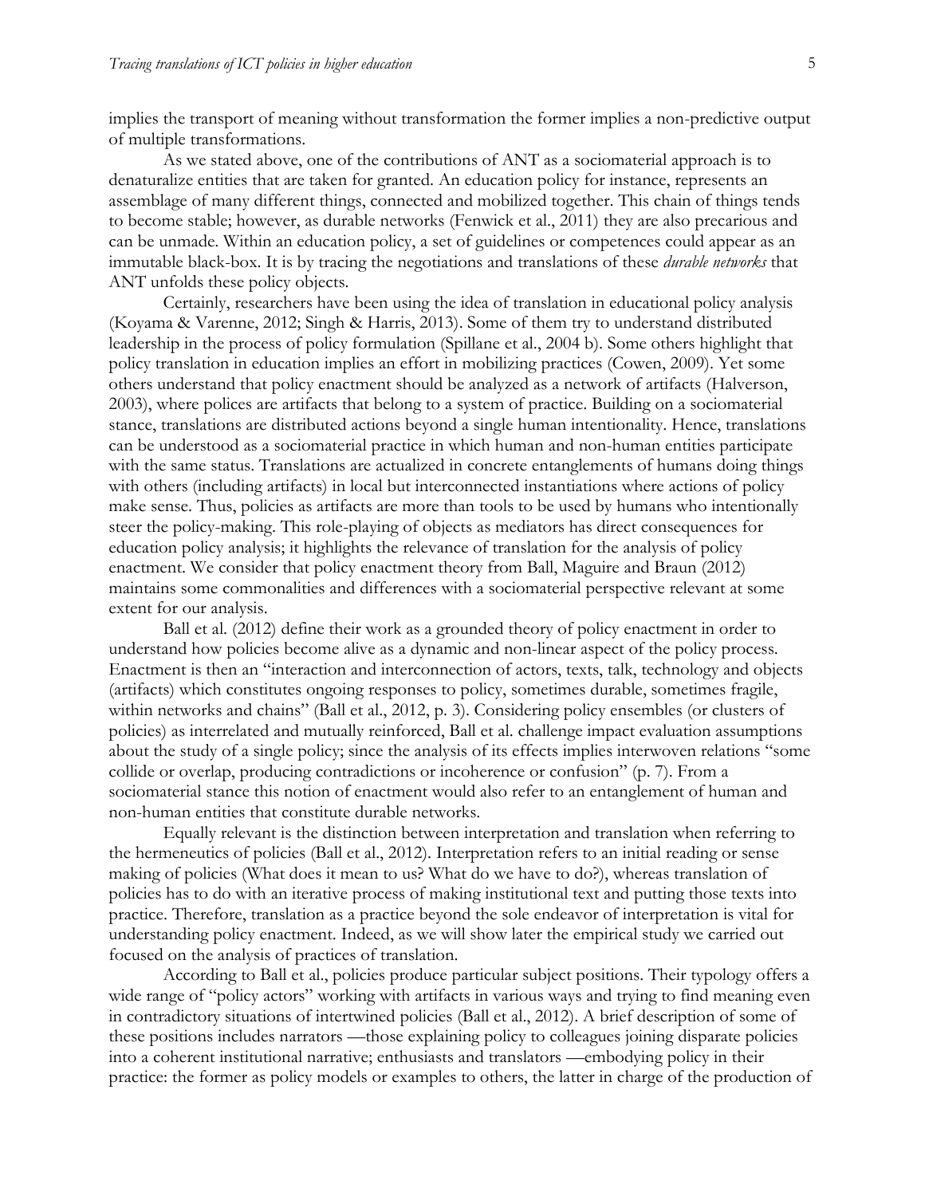implies the transport of meaning without transformation the former implies a non-predictive output of multiple transformations.

As we stated above, one of the contributions of ANT as a sociomaterial approach is to denaturalize entities that are taken for granted. An education policy for instance, represents an assemblage of many different things, connected and mobilized together. This chain of things tends to become stable; however, as durable networks (Fenwick et al., 2011) they are also precarious and can be unmade. Within an education policy, a set of guidelines or competences could appear as an immutable black-box. It is by tracing the negotiations and translations of these *durable networks* that ANT unfolds these policy objects.

Certainly, researchers have been using the idea of translation in educational policy analysis (Koyama & Varenne, 2012; Singh & Harris, 2013). Some of them try to understand distributed leadership in the process of policy formulation (Spillane et al., 2004 b). Some others highlight that policy translation in education implies an effort in mobilizing practices (Cowen, 2009). Yet some others understand that policy enactment should be analyzed as a network of artifacts (Halverson, 2003), where polices are artifacts that belong to a system of practice. Building on a sociomaterial stance, translations are distributed actions beyond a single human intentionality. Hence, translations can be understood as a sociomaterial practice in which human and non-human entities participate with the same status. Translations are actualized in concrete entanglements of humans doing things with others (including artifacts) in local but interconnected instantiations where actions of policy make sense. Thus, policies as artifacts are more than tools to be used by humans who intentionally steer the policy-making. This role-playing of objects as mediators has direct consequences for education policy analysis; it highlights the relevance of translation for the analysis of policy enactment. We consider that policy enactment theory from Ball, Maguire and Braun (2012) maintains some commonalities and differences with a sociomaterial perspective relevant at some extent for our analysis.

Ball et al. (2012) define their work as a grounded theory of policy enactment in order to understand how policies become alive as a dynamic and non-linear aspect of the policy process. Enactment is then an "interaction and interconnection of actors, texts, talk, technology and objects (artifacts) which constitutes ongoing responses to policy, sometimes durable, sometimes fragile, within networks and chains" (Ball et al., 2012, p. 3). Considering policy ensembles (or clusters of policies) as interrelated and mutually reinforced, Ball et al. challenge impact evaluation assumptions about the study of a single policy; since the analysis of its effects implies interwoven relations "some collide or overlap, producing contradictions or incoherence or confusion" (p. 7). From a sociomaterial stance this notion of enactment would also refer to an entanglement of human and non-human entities that constitute durable networks.

Equally relevant is the distinction between interpretation and translation when referring to the hermeneutics of policies (Ball et al., 2012). Interpretation refers to an initial reading or sense making of policies (What does it mean to us? What do we have to do?), whereas translation of policies has to do with an iterative process of making institutional text and putting those texts into practice. Therefore, translation as a practice beyond the sole endeavor of interpretation is vital for understanding policy enactment. Indeed, as we will show later the empirical study we carried out focused on the analysis of practices of translation.

According to Ball et al., policies produce particular subject positions. Their typology offers a wide range of "policy actors" working with artifacts in various ways and trying to find meaning even in contradictory situations of intertwined policies (Ball et al., 2012). A brief description of some of these positions includes narrators —those explaining policy to colleagues joining disparate policies into a coherent institutional narrative; enthusiasts and translators —embodying policy in their practice: the former as policy models or examples to others, the latter in charge of the production of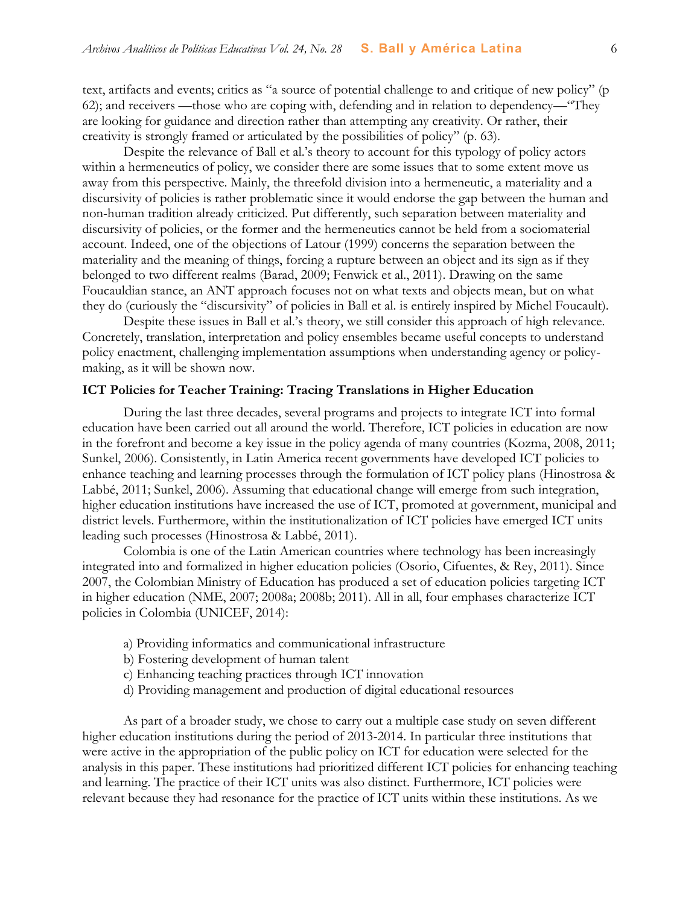text, artifacts and events; critics as "a source of potential challenge to and critique of new policy" (p 62); and receivers —those who are coping with, defending and in relation to dependency—"They are looking for guidance and direction rather than attempting any creativity. Or rather, their creativity is strongly framed or articulated by the possibilities of policy" (p. 63).

Despite the relevance of Ball et al.'s theory to account for this typology of policy actors within a hermeneutics of policy, we consider there are some issues that to some extent move us away from this perspective. Mainly, the threefold division into a hermeneutic, a materiality and a discursivity of policies is rather problematic since it would endorse the gap between the human and non-human tradition already criticized. Put differently, such separation between materiality and discursivity of policies, or the former and the hermeneutics cannot be held from a sociomaterial account. Indeed, one of the objections of Latour (1999) concerns the separation between the materiality and the meaning of things, forcing a rupture between an object and its sign as if they belonged to two different realms (Barad, 2009; Fenwick et al., 2011). Drawing on the same Foucauldian stance, an ANT approach focuses not on what texts and objects mean, but on what they do (curiously the "discursivity" of policies in Ball et al. is entirely inspired by Michel Foucault).

Despite these issues in Ball et al.'s theory, we still consider this approach of high relevance. Concretely, translation, interpretation and policy ensembles became useful concepts to understand policy enactment, challenging implementation assumptions when understanding agency or policy-making, as it will be shown now.

**ICT Policies for Teacher Training: Tracing Translations in Higher Education**

During the last three decades, several programs and projects to integrate ICT into formal education have been carried out all around the world. Therefore, ICT policies in education are now in the forefront and become a key issue in the policy agenda of many countries (Kozma, 2008, 2011; Sunkel, 2006). Consistently, in Latin America recent governments have developed ICT policies to enhance teaching and learning processes through the formulation of ICT policy plans (Hinostrosa & Labbé, 2011; Sunkel, 2006). Assuming that educational change will emerge from such integration, higher education institutions have increased the use of ICT, promoted at government, municipal and district levels. Furthermore, within the institutionalization of ICT policies have emerged ICT units leading such processes (Hinostrosa & Labbé, 2011).

Colombia is one of the Latin American countries where technology has been increasingly integrated into and formalized in higher education policies (Osorio, Cifuentes, & Rey, 2011). Since 2007, the Colombian Ministry of Education has produced a set of education policies targeting ICT in higher education (NME, 2007; 2008a; 2008b; 2011). All in all, four emphases characterize ICT policies in Colombia (UNICEF, 2014):

a) Providing informatics and communicational infrastructure
b) Fostering development of human talent
c) Enhancing teaching practices through ICT innovation
d) Providing management and production of digital educational resources

As part of a broader study, we chose to carry out a multiple case study on seven different higher education institutions during the period of 2013-2014. In particular three institutions that were active in the appropriation of the public policy on ICT for education were selected for the analysis in this paper. These institutions had prioritized different ICT policies for enhancing teaching and learning. The practice of their ICT units was also distinct. Furthermore, ICT policies were relevant because they had resonance for the practice of ICT units within these institutions. As we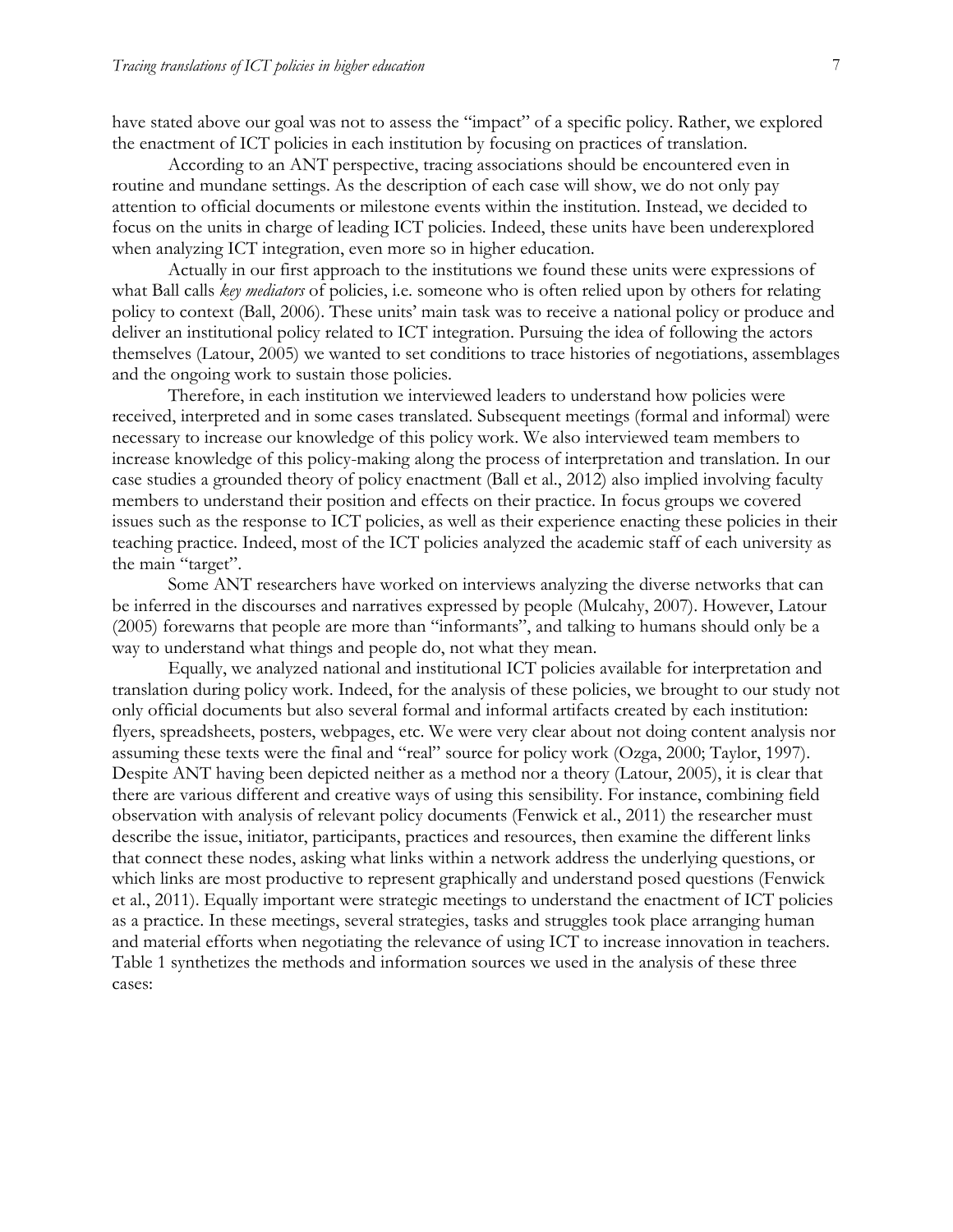have stated above our goal was not to assess the "impact" of a specific policy. Rather, we explored the enactment of ICT policies in each institution by focusing on practices of translation.

According to an ANT perspective, tracing associations should be encountered even in routine and mundane settings. As the description of each case will show, we do not only pay attention to official documents or milestone events within the institution. Instead, we decided to focus on the units in charge of leading ICT policies. Indeed, these units have been underexplored when analyzing ICT integration, even more so in higher education.

Actually in our first approach to the institutions we found these units were expressions of what Ball calls *key mediators* of policies, i.e. someone who is often relied upon by others for relating policy to context (Ball, 2006). These units' main task was to receive a national policy or produce and deliver an institutional policy related to ICT integration. Pursuing the idea of following the actors themselves (Latour, 2005) we wanted to set conditions to trace histories of negotiations, assemblages and the ongoing work to sustain those policies.

Therefore, in each institution we interviewed leaders to understand how policies were received, interpreted and in some cases translated. Subsequent meetings (formal and informal) were necessary to increase our knowledge of this policy work. We also interviewed team members to increase knowledge of this policy-making along the process of interpretation and translation. In our case studies a grounded theory of policy enactment (Ball et al., 2012) also implied involving faculty members to understand their position and effects on their practice. In focus groups we covered issues such as the response to ICT policies, as well as their experience enacting these policies in their teaching practice. Indeed, most of the ICT policies analyzed the academic staff of each university as the main "target".

Some ANT researchers have worked on interviews analyzing the diverse networks that can be inferred in the discourses and narratives expressed by people (Mulcahy, 2007). However, Latour (2005) forewarns that people are more than "informants", and talking to humans should only be a way to understand what things and people do, not what they mean.

Equally, we analyzed national and institutional ICT policies available for interpretation and translation during policy work. Indeed, for the analysis of these policies, we brought to our study not only official documents but also several formal and informal artifacts created by each institution: flyers, spreadsheets, posters, webpages, etc. We were very clear about not doing content analysis nor assuming these texts were the final and "real" source for policy work (Ozga, 2000; Taylor, 1997). Despite ANT having been depicted neither as a method nor a theory (Latour, 2005), it is clear that there are various different and creative ways of using this sensibility. For instance, combining field observation with analysis of relevant policy documents (Fenwick et al., 2011) the researcher must describe the issue, initiator, participants, practices and resources, then examine the different links that connect these nodes, asking what links within a network address the underlying questions, or which links are most productive to represent graphically and understand posed questions (Fenwick et al., 2011). Equally important were strategic meetings to understand the enactment of ICT policies as a practice. In these meetings, several strategies, tasks and struggles took place arranging human and material efforts when negotiating the relevance of using ICT to increase innovation in teachers. Table 1 synthetizes the methods and information sources we used in the analysis of these three cases: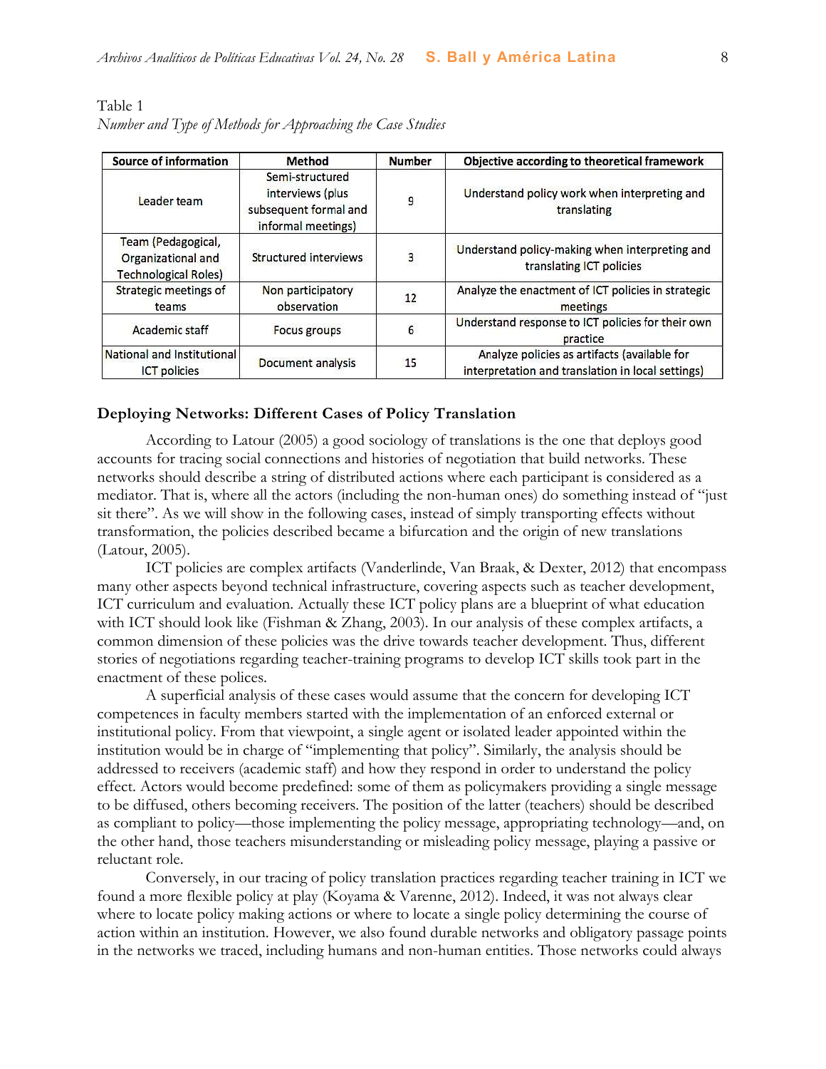Table 1
*Number and Type of Methods for Approaching the Case Studies*

| Source of information | Method | Number | Objective according to theoretical framework |
|---|---|---|---|
| Leader team | Semi-structured interviews (plus subsequent formal and informal meetings) | 9 | Understand policy work when interpreting and translating |
| Team (Pedagogical, Organizational and Technological Roles) | Structured interviews | 3 | Understand policy-making when interpreting and translating ICT policies |
| Strategic meetings of teams | Non participatory observation | 12 | Analyze the enactment of ICT policies in strategic meetings |
| Academic staff | Focus groups | 6 | Understand response to ICT policies for their own practice |
| National and Institutional ICT policies | Document analysis | 15 | Analyze policies as artifacts (available for interpretation and translation in local settings) |

### Deploying Networks: Different Cases of Policy Translation

According to Latour (2005) a good sociology of translations is the one that deploys good accounts for tracing social connections and histories of negotiation that build networks. These networks should describe a string of distributed actions where each participant is considered as a mediator. That is, where all the actors (including the non-human ones) do something instead of "just sit there". As we will show in the following cases, instead of simply transporting effects without transformation, the policies described became a bifurcation and the origin of new translations (Latour, 2005).

ICT policies are complex artifacts (Vanderlinde, Van Braak, & Dexter, 2012) that encompass many other aspects beyond technical infrastructure, covering aspects such as teacher development, ICT curriculum and evaluation. Actually these ICT policy plans are a blueprint of what education with ICT should look like (Fishman & Zhang, 2003). In our analysis of these complex artifacts, a common dimension of these policies was the drive towards teacher development. Thus, different stories of negotiations regarding teacher-training programs to develop ICT skills took part in the enactment of these polices.

A superficial analysis of these cases would assume that the concern for developing ICT competences in faculty members started with the implementation of an enforced external or institutional policy. From that viewpoint, a single agent or isolated leader appointed within the institution would be in charge of "implementing that policy". Similarly, the analysis should be addressed to receivers (academic staff) and how they respond in order to understand the policy effect. Actors would become predefined: some of them as policymakers providing a single message to be diffused, others becoming receivers. The position of the latter (teachers) should be described as compliant to policy—those implementing the policy message, appropriating technology—and, on the other hand, those teachers misunderstanding or misleading policy message, playing a passive or reluctant role.

Conversely, in our tracing of policy translation practices regarding teacher training in ICT we found a more flexible policy at play (Koyama & Varenne, 2012). Indeed, it was not always clear where to locate policy making actions or where to locate a single policy determining the course of action within an institution. However, we also found durable networks and obligatory passage points in the networks we traced, including humans and non-human entities. Those networks could always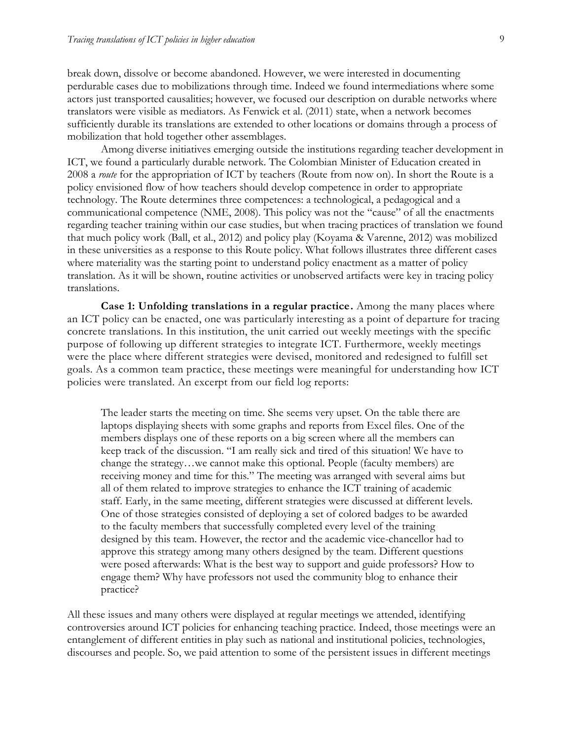break down, dissolve or become abandoned. However, we were interested in documenting perdurable cases due to mobilizations through time. Indeed we found intermediations where some actors just transported causalities; however, we focused our description on durable networks where translators were visible as mediators. As Fenwick et al. (2011) state, when a network becomes sufficiently durable its translations are extended to other locations or domains through a process of mobilization that hold together other assemblages.

Among diverse initiatives emerging outside the institutions regarding teacher development in ICT, we found a particularly durable network. The Colombian Minister of Education created in 2008 a *route* for the appropriation of ICT by teachers (Route from now on). In short the Route is a policy envisioned flow of how teachers should develop competence in order to appropriate technology. The Route determines three competences: a technological, a pedagogical and a communicational competence (NME, 2008). This policy was not the "cause" of all the enactments regarding teacher training within our case studies, but when tracing practices of translation we found that much policy work (Ball, et al., 2012) and policy play (Koyama & Varenne, 2012) was mobilized in these universities as a response to this Route policy. What follows illustrates three different cases where materiality was the starting point to understand policy enactment as a matter of policy translation. As it will be shown, routine activities or unobserved artifacts were key in tracing policy translations.

**Case 1: Unfolding translations in a regular practice.** Among the many places where an ICT policy can be enacted, one was particularly interesting as a point of departure for tracing concrete translations. In this institution, the unit carried out weekly meetings with the specific purpose of following up different strategies to integrate ICT. Furthermore, weekly meetings were the place where different strategies were devised, monitored and redesigned to fulfill set goals. As a common team practice, these meetings were meaningful for understanding how ICT policies were translated. An excerpt from our field log reports:

> The leader starts the meeting on time. She seems very upset. On the table there are laptops displaying sheets with some graphs and reports from Excel files. One of the members displays one of these reports on a big screen where all the members can keep track of the discussion. "I am really sick and tired of this situation! We have to change the strategy…we cannot make this optional. People (faculty members) are receiving money and time for this." The meeting was arranged with several aims but all of them related to improve strategies to enhance the ICT training of academic staff. Early, in the same meeting, different strategies were discussed at different levels. One of those strategies consisted of deploying a set of colored badges to be awarded to the faculty members that successfully completed every level of the training designed by this team. However, the rector and the academic vice-chancellor had to approve this strategy among many others designed by the team. Different questions were posed afterwards: What is the best way to support and guide professors? How to engage them? Why have professors not used the community blog to enhance their practice?

All these issues and many others were displayed at regular meetings we attended, identifying controversies around ICT policies for enhancing teaching practice. Indeed, those meetings were an entanglement of different entities in play such as national and institutional policies, technologies, discourses and people. So, we paid attention to some of the persistent issues in different meetings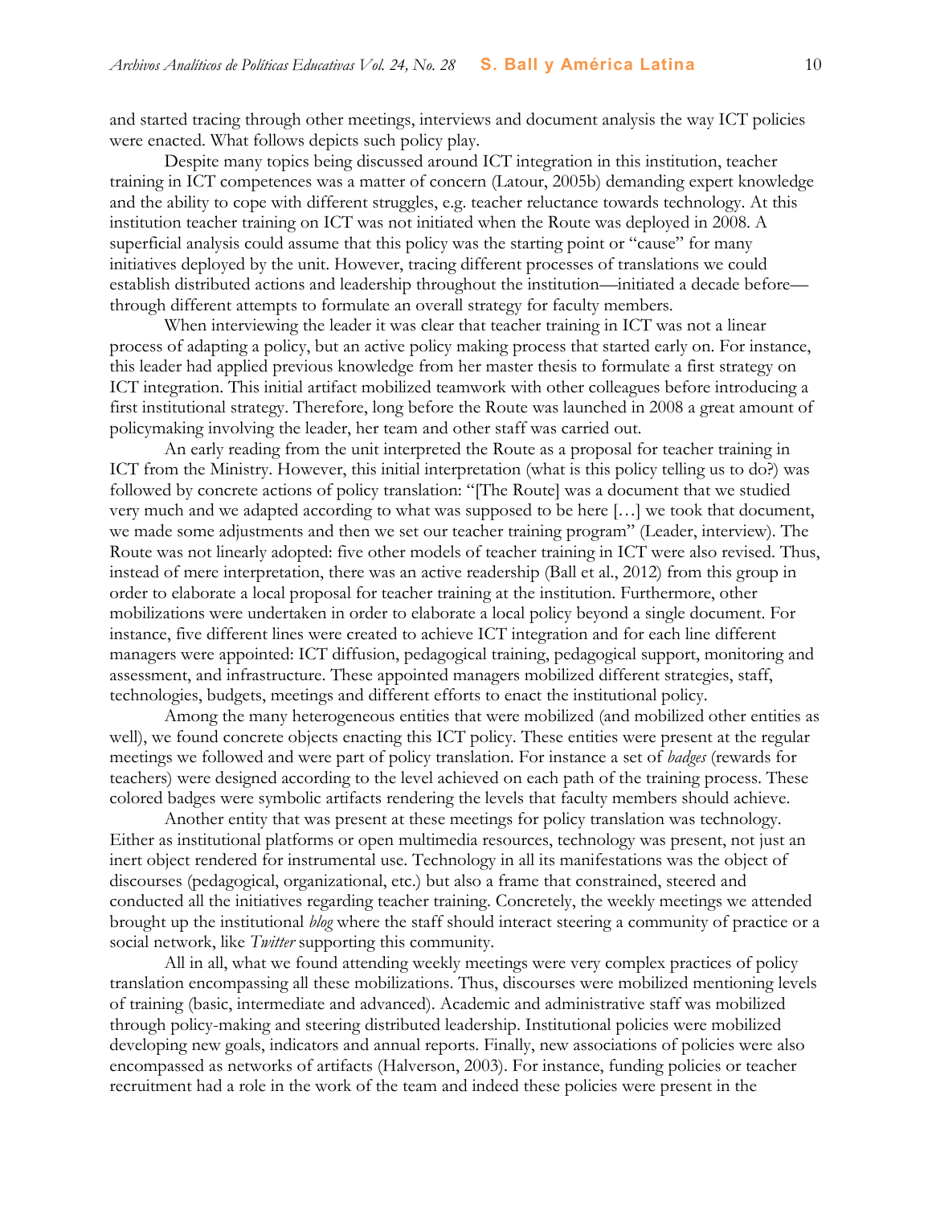and started tracing through other meetings, interviews and document analysis the way ICT policies were enacted. What follows depicts such policy play.

Despite many topics being discussed around ICT integration in this institution, teacher training in ICT competences was a matter of concern (Latour, 2005b) demanding expert knowledge and the ability to cope with different struggles, e.g. teacher reluctance towards technology. At this institution teacher training on ICT was not initiated when the Route was deployed in 2008. A superficial analysis could assume that this policy was the starting point or "cause" for many initiatives deployed by the unit. However, tracing different processes of translations we could establish distributed actions and leadership throughout the institution—initiated a decade before—through different attempts to formulate an overall strategy for faculty members.

When interviewing the leader it was clear that teacher training in ICT was not a linear process of adapting a policy, but an active policy making process that started early on. For instance, this leader had applied previous knowledge from her master thesis to formulate a first strategy on ICT integration. This initial artifact mobilized teamwork with other colleagues before introducing a first institutional strategy. Therefore, long before the Route was launched in 2008 a great amount of policymaking involving the leader, her team and other staff was carried out.

An early reading from the unit interpreted the Route as a proposal for teacher training in ICT from the Ministry. However, this initial interpretation (what is this policy telling us to do?) was followed by concrete actions of policy translation: "[The Route] was a document that we studied very much and we adapted according to what was supposed to be here […] we took that document, we made some adjustments and then we set our teacher training program" (Leader, interview). The Route was not linearly adopted: five other models of teacher training in ICT were also revised. Thus, instead of mere interpretation, there was an active readership (Ball et al., 2012) from this group in order to elaborate a local proposal for teacher training at the institution. Furthermore, other mobilizations were undertaken in order to elaborate a local policy beyond a single document. For instance, five different lines were created to achieve ICT integration and for each line different managers were appointed: ICT diffusion, pedagogical training, pedagogical support, monitoring and assessment, and infrastructure. These appointed managers mobilized different strategies, staff, technologies, budgets, meetings and different efforts to enact the institutional policy.

Among the many heterogeneous entities that were mobilized (and mobilized other entities as well), we found concrete objects enacting this ICT policy. These entities were present at the regular meetings we followed and were part of policy translation. For instance a set of *badges* (rewards for teachers) were designed according to the level achieved on each path of the training process. These colored badges were symbolic artifacts rendering the levels that faculty members should achieve.

Another entity that was present at these meetings for policy translation was technology. Either as institutional platforms or open multimedia resources, technology was present, not just an inert object rendered for instrumental use. Technology in all its manifestations was the object of discourses (pedagogical, organizational, etc.) but also a frame that constrained, steered and conducted all the initiatives regarding teacher training. Concretely, the weekly meetings we attended brought up the institutional *blog* where the staff should interact steering a community of practice or a social network, like *Twitter* supporting this community.

All in all, what we found attending weekly meetings were very complex practices of policy translation encompassing all these mobilizations. Thus, discourses were mobilized mentioning levels of training (basic, intermediate and advanced). Academic and administrative staff was mobilized through policy-making and steering distributed leadership. Institutional policies were mobilized developing new goals, indicators and annual reports. Finally, new associations of policies were also encompassed as networks of artifacts (Halverson, 2003). For instance, funding policies or teacher recruitment had a role in the work of the team and indeed these policies were present in the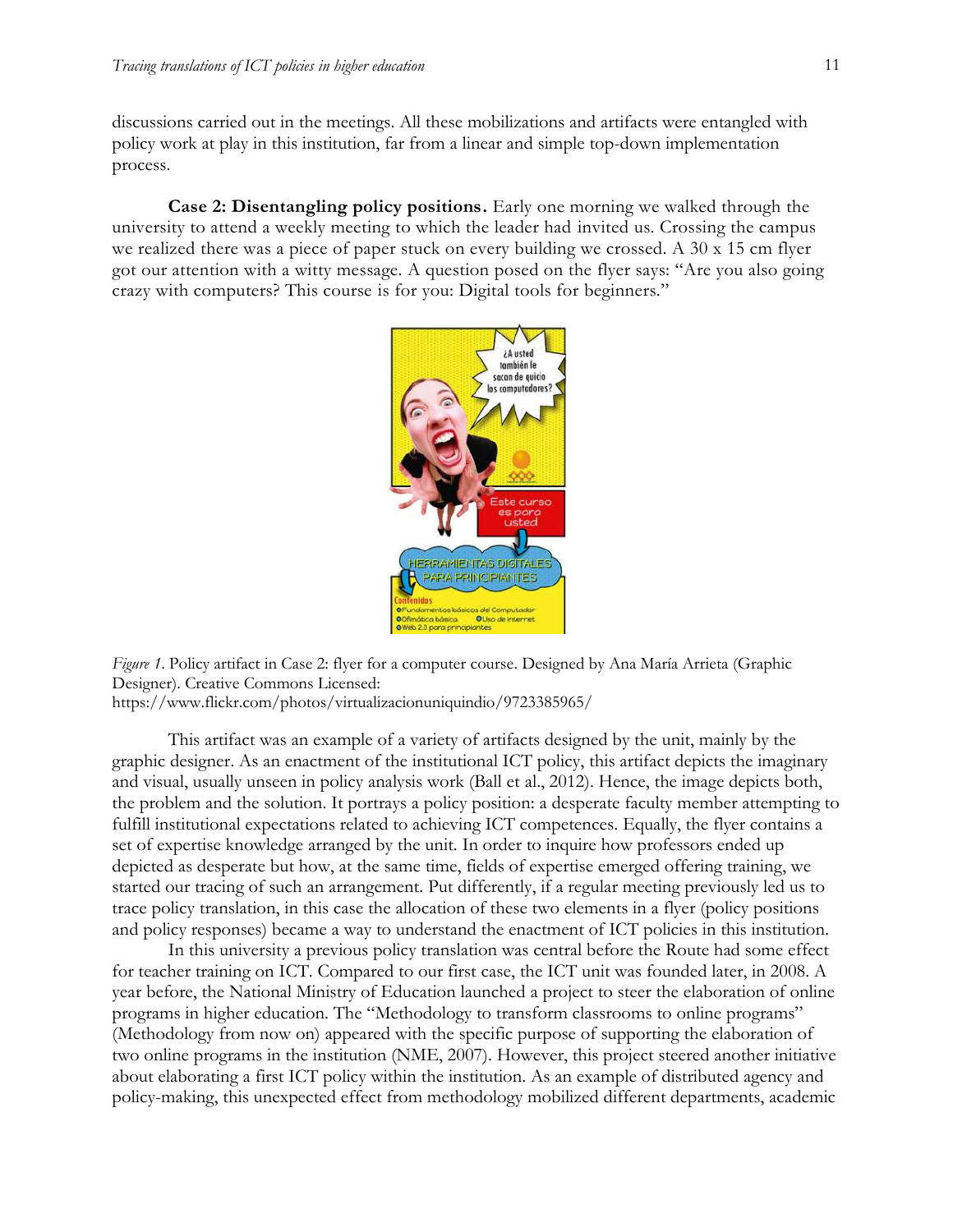discussions carried out in the meetings. All these mobilizations and artifacts were entangled with policy work at play in this institution, far from a linear and simple top-down implementation process.

**Case 2: Disentangling policy positions.** Early one morning we walked through the university to attend a weekly meeting to which the leader had invited us. Crossing the campus we realized there was a piece of paper stuck on every building we crossed. A 30 x 15 cm flyer got our attention with a witty message. A question posed on the flyer says: "Are you also going crazy with computers? This course is for you: Digital tools for beginners."

*Figure 1*. Policy artifact in Case 2: flyer for a computer course. Designed by Ana María Arrieta (Graphic Designer). Creative Commons Licensed: https://www.flickr.com/photos/virtualizacionuniquindio/9723385965/

This artifact was an example of a variety of artifacts designed by the unit, mainly by the graphic designer. As an enactment of the institutional ICT policy, this artifact depicts the imaginary and visual, usually unseen in policy analysis work (Ball et al., 2012). Hence, the image depicts both, the problem and the solution. It portrays a policy position: a desperate faculty member attempting to fulfill institutional expectations related to achieving ICT competences. Equally, the flyer contains a set of expertise knowledge arranged by the unit. In order to inquire how professors ended up depicted as desperate but how, at the same time, fields of expertise emerged offering training, we started our tracing of such an arrangement. Put differently, if a regular meeting previously led us to trace policy translation, in this case the allocation of these two elements in a flyer (policy positions and policy responses) became a way to understand the enactment of ICT policies in this institution.

In this university a previous policy translation was central before the Route had some effect for teacher training on ICT. Compared to our first case, the ICT unit was founded later, in 2008. A year before, the National Ministry of Education launched a project to steer the elaboration of online programs in higher education. The "Methodology to transform classrooms to online programs" (Methodology from now on) appeared with the specific purpose of supporting the elaboration of two online programs in the institution (NME, 2007). However, this project steered another initiative about elaborating a first ICT policy within the institution. As an example of distributed agency and policy-making, this unexpected effect from methodology mobilized different departments, academic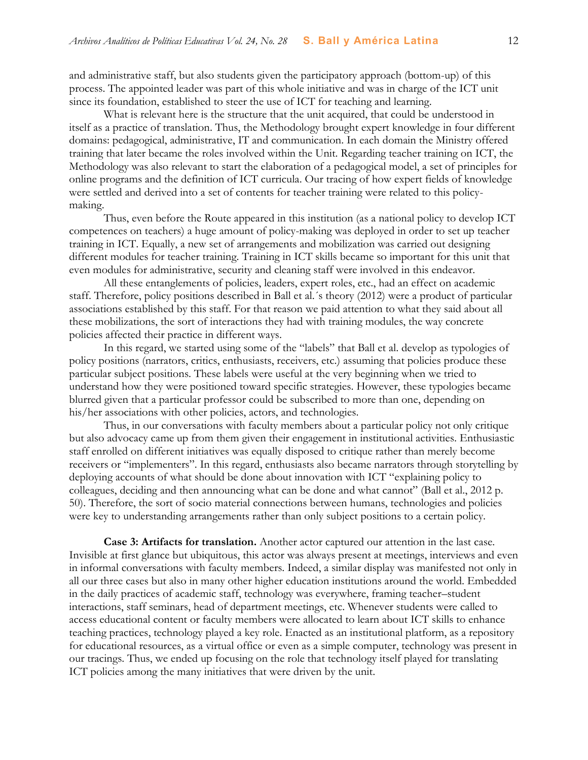and administrative staff, but also students given the participatory approach (bottom-up) of this process. The appointed leader was part of this whole initiative and was in charge of the ICT unit since its foundation, established to steer the use of ICT for teaching and learning.

What is relevant here is the structure that the unit acquired, that could be understood in itself as a practice of translation. Thus, the Methodology brought expert knowledge in four different domains: pedagogical, administrative, IT and communication. In each domain the Ministry offered training that later became the roles involved within the Unit. Regarding teacher training on ICT, the Methodology was also relevant to start the elaboration of a pedagogical model, a set of principles for online programs and the definition of ICT curricula. Our tracing of how expert fields of knowledge were settled and derived into a set of contents for teacher training were related to this policy-making.

Thus, even before the Route appeared in this institution (as a national policy to develop ICT competences on teachers) a huge amount of policy-making was deployed in order to set up teacher training in ICT. Equally, a new set of arrangements and mobilization was carried out designing different modules for teacher training. Training in ICT skills became so important for this unit that even modules for administrative, security and cleaning staff were involved in this endeavor.

All these entanglements of policies, leaders, expert roles, etc., had an effect on academic staff. Therefore, policy positions described in Ball et al.´s theory (2012) were a product of particular associations established by this staff. For that reason we paid attention to what they said about all these mobilizations, the sort of interactions they had with training modules, the way concrete policies affected their practice in different ways.

In this regard, we started using some of the "labels" that Ball et al. develop as typologies of policy positions (narrators, critics, enthusiasts, receivers, etc.) assuming that policies produce these particular subject positions. These labels were useful at the very beginning when we tried to understand how they were positioned toward specific strategies. However, these typologies became blurred given that a particular professor could be subscribed to more than one, depending on his/her associations with other policies, actors, and technologies.

Thus, in our conversations with faculty members about a particular policy not only critique but also advocacy came up from them given their engagement in institutional activities. Enthusiastic staff enrolled on different initiatives was equally disposed to critique rather than merely become receivers or "implementers". In this regard, enthusiasts also became narrators through storytelling by deploying accounts of what should be done about innovation with ICT "explaining policy to colleagues, deciding and then announcing what can be done and what cannot" (Ball et al., 2012 p. 50). Therefore, the sort of socio material connections between humans, technologies and policies were key to understanding arrangements rather than only subject positions to a certain policy.

**Case 3: Artifacts for translation.** Another actor captured our attention in the last case. Invisible at first glance but ubiquitous, this actor was always present at meetings, interviews and even in informal conversations with faculty members. Indeed, a similar display was manifested not only in all our three cases but also in many other higher education institutions around the world. Embedded in the daily practices of academic staff, technology was everywhere, framing teacher–student interactions, staff seminars, head of department meetings, etc. Whenever students were called to access educational content or faculty members were allocated to learn about ICT skills to enhance teaching practices, technology played a key role. Enacted as an institutional platform, as a repository for educational resources, as a virtual office or even as a simple computer, technology was present in our tracings. Thus, we ended up focusing on the role that technology itself played for translating ICT policies among the many initiatives that were driven by the unit.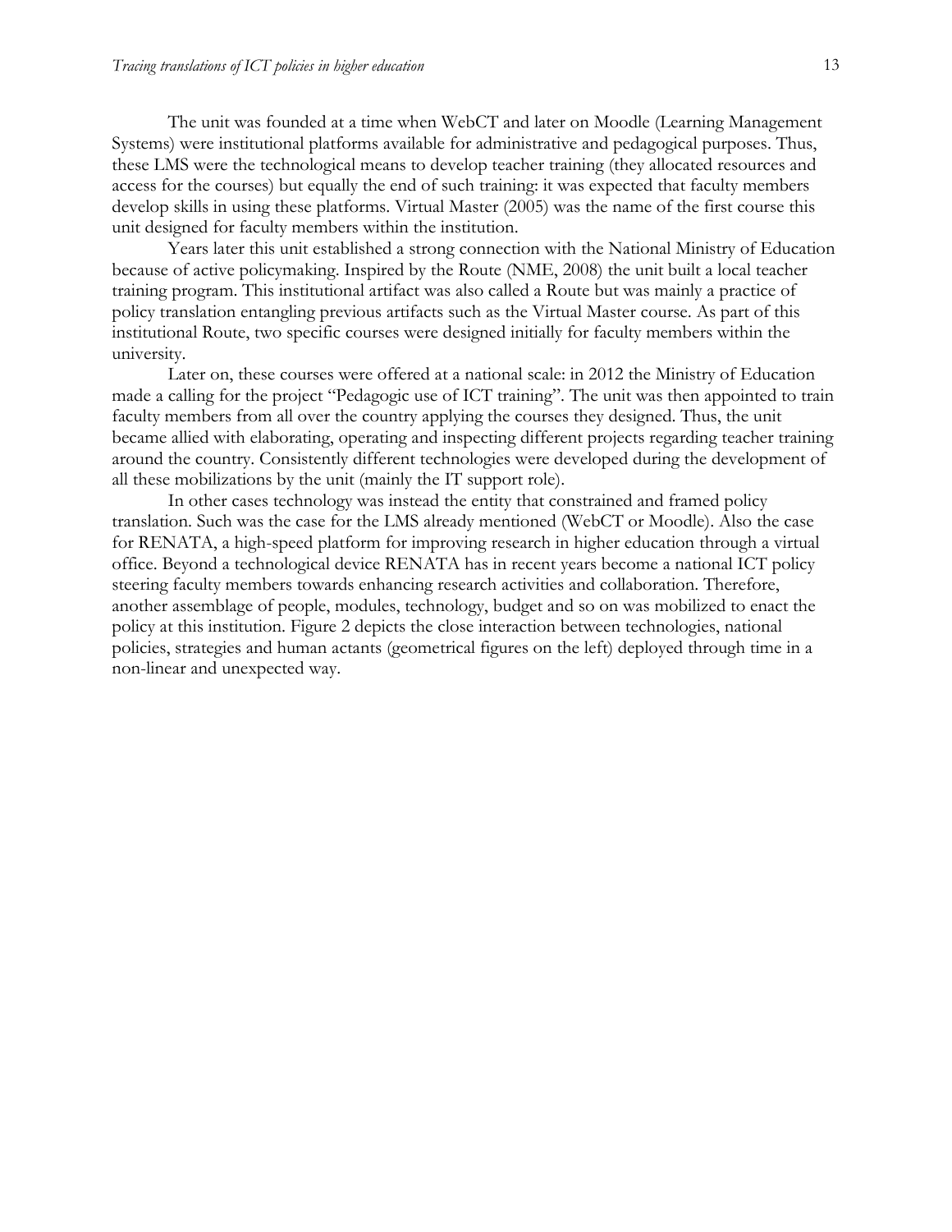The unit was founded at a time when WebCT and later on Moodle (Learning Management Systems) were institutional platforms available for administrative and pedagogical purposes. Thus, these LMS were the technological means to develop teacher training (they allocated resources and access for the courses) but equally the end of such training: it was expected that faculty members develop skills in using these platforms. Virtual Master (2005) was the name of the first course this unit designed for faculty members within the institution.

Years later this unit established a strong connection with the National Ministry of Education because of active policymaking. Inspired by the Route (NME, 2008) the unit built a local teacher training program. This institutional artifact was also called a Route but was mainly a practice of policy translation entangling previous artifacts such as the Virtual Master course. As part of this institutional Route, two specific courses were designed initially for faculty members within the university.

Later on, these courses were offered at a national scale: in 2012 the Ministry of Education made a calling for the project "Pedagogic use of ICT training". The unit was then appointed to train faculty members from all over the country applying the courses they designed. Thus, the unit became allied with elaborating, operating and inspecting different projects regarding teacher training around the country. Consistently different technologies were developed during the development of all these mobilizations by the unit (mainly the IT support role).

In other cases technology was instead the entity that constrained and framed policy translation. Such was the case for the LMS already mentioned (WebCT or Moodle). Also the case for RENATA, a high-speed platform for improving research in higher education through a virtual office. Beyond a technological device RENATA has in recent years become a national ICT policy steering faculty members towards enhancing research activities and collaboration. Therefore, another assemblage of people, modules, technology, budget and so on was mobilized to enact the policy at this institution. Figure 2 depicts the close interaction between technologies, national policies, strategies and human actants (geometrical figures on the left) deployed through time in a non-linear and unexpected way.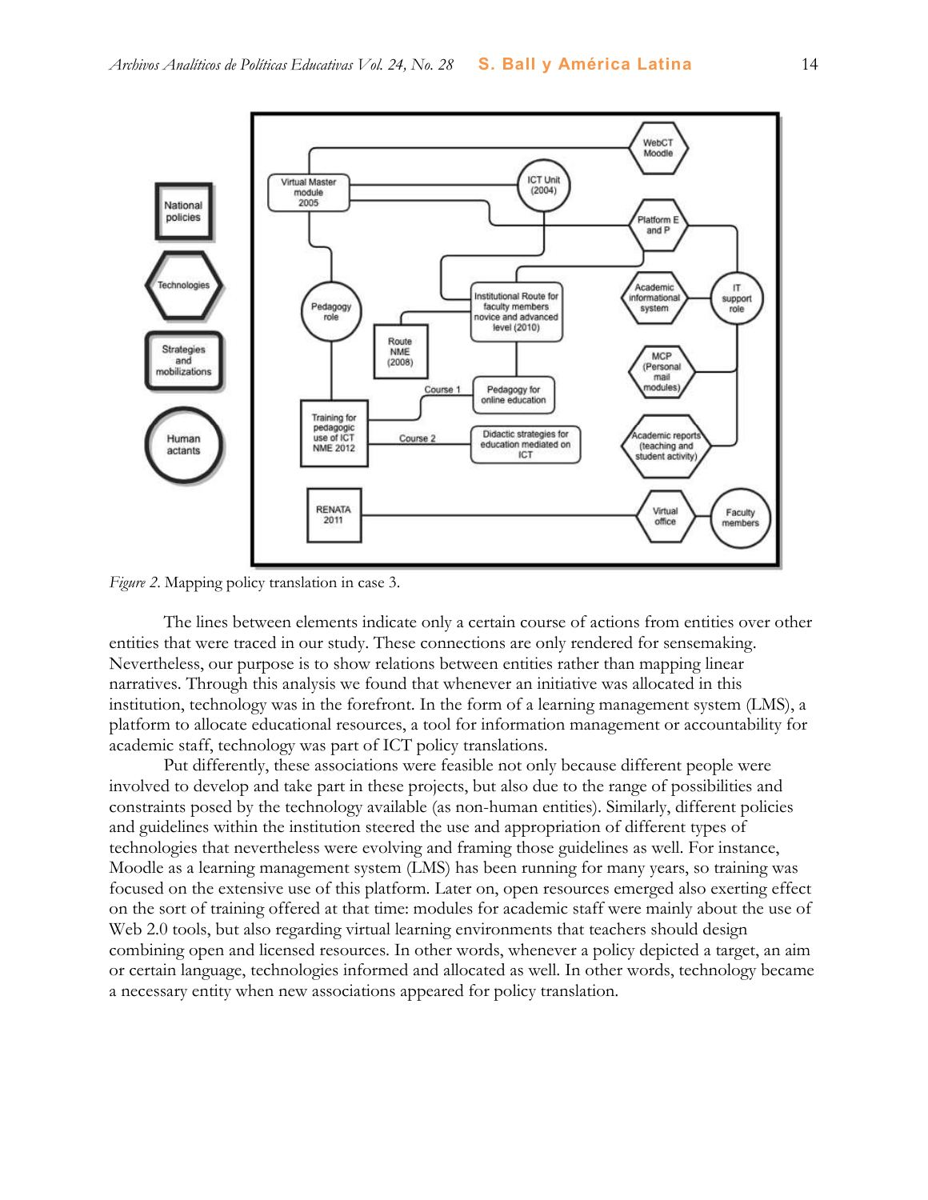*Figure 2*. Mapping policy translation in case 3.

The lines between elements indicate only a certain course of actions from entities over other entities that were traced in our study. These connections are only rendered for sensemaking. Nevertheless, our purpose is to show relations between entities rather than mapping linear narratives. Through this analysis we found that whenever an initiative was allocated in this institution, technology was in the forefront. In the form of a learning management system (LMS), a platform to allocate educational resources, a tool for information management or accountability for academic staff, technology was part of ICT policy translations.

Put differently, these associations were feasible not only because different people were involved to develop and take part in these projects, but also due to the range of possibilities and constraints posed by the technology available (as non-human entities). Similarly, different policies and guidelines within the institution steered the use and appropriation of different types of technologies that nevertheless were evolving and framing those guidelines as well. For instance, Moodle as a learning management system (LMS) has been running for many years, so training was focused on the extensive use of this platform. Later on, open resources emerged also exerting effect on the sort of training offered at that time: modules for academic staff were mainly about the use of Web 2.0 tools, but also regarding virtual learning environments that teachers should design combining open and licensed resources. In other words, whenever a policy depicted a target, an aim or certain language, technologies informed and allocated as well. In other words, technology became a necessary entity when new associations appeared for policy translation.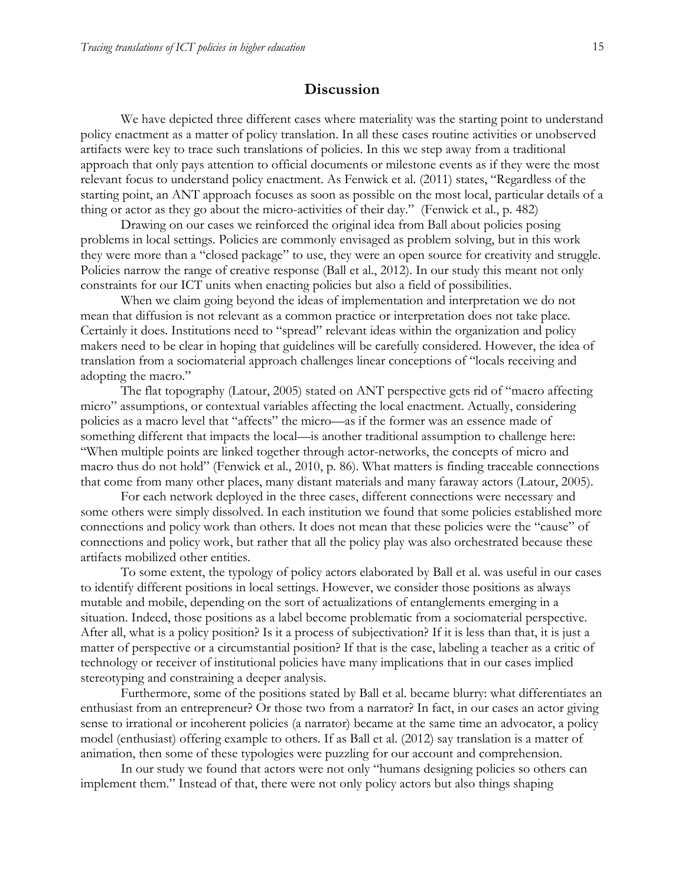## Discussion

We have depicted three different cases where materiality was the starting point to understand policy enactment as a matter of policy translation. In all these cases routine activities or unobserved artifacts were key to trace such translations of policies. In this we step away from a traditional approach that only pays attention to official documents or milestone events as if they were the most relevant focus to understand policy enactment. As Fenwick et al. (2011) states, "Regardless of the starting point, an ANT approach focuses as soon as possible on the most local, particular details of a thing or actor as they go about the micro-activities of their day." (Fenwick et al., p. 482)

Drawing on our cases we reinforced the original idea from Ball about policies posing problems in local settings. Policies are commonly envisaged as problem solving, but in this work they were more than a "closed package" to use, they were an open source for creativity and struggle. Policies narrow the range of creative response (Ball et al., 2012). In our study this meant not only constraints for our ICT units when enacting policies but also a field of possibilities.

When we claim going beyond the ideas of implementation and interpretation we do not mean that diffusion is not relevant as a common practice or interpretation does not take place. Certainly it does. Institutions need to "spread" relevant ideas within the organization and policy makers need to be clear in hoping that guidelines will be carefully considered. However, the idea of translation from a sociomaterial approach challenges linear conceptions of "locals receiving and adopting the macro."

The flat topography (Latour, 2005) stated on ANT perspective gets rid of "macro affecting micro" assumptions, or contextual variables affecting the local enactment. Actually, considering policies as a macro level that "affects" the micro—as if the former was an essence made of something different that impacts the local—is another traditional assumption to challenge here: "When multiple points are linked together through actor-networks, the concepts of micro and macro thus do not hold" (Fenwick et al., 2010, p. 86). What matters is finding traceable connections that come from many other places, many distant materials and many faraway actors (Latour, 2005).

For each network deployed in the three cases, different connections were necessary and some others were simply dissolved. In each institution we found that some policies established more connections and policy work than others. It does not mean that these policies were the "cause" of connections and policy work, but rather that all the policy play was also orchestrated because these artifacts mobilized other entities.

To some extent, the typology of policy actors elaborated by Ball et al. was useful in our cases to identify different positions in local settings. However, we consider those positions as always mutable and mobile, depending on the sort of actualizations of entanglements emerging in a situation. Indeed, those positions as a label become problematic from a sociomaterial perspective. After all, what is a policy position? Is it a process of subjectivation? If it is less than that, it is just a matter of perspective or a circumstantial position? If that is the case, labeling a teacher as a critic of technology or receiver of institutional policies have many implications that in our cases implied stereotyping and constraining a deeper analysis.

Furthermore, some of the positions stated by Ball et al. became blurry: what differentiates an enthusiast from an entrepreneur? Or those two from a narrator? In fact, in our cases an actor giving sense to irrational or incoherent policies (a narrator) became at the same time an advocator, a policy model (enthusiast) offering example to others. If as Ball et al. (2012) say translation is a matter of animation, then some of these typologies were puzzling for our account and comprehension.

In our study we found that actors were not only "humans designing policies so others can implement them." Instead of that, there were not only policy actors but also things shaping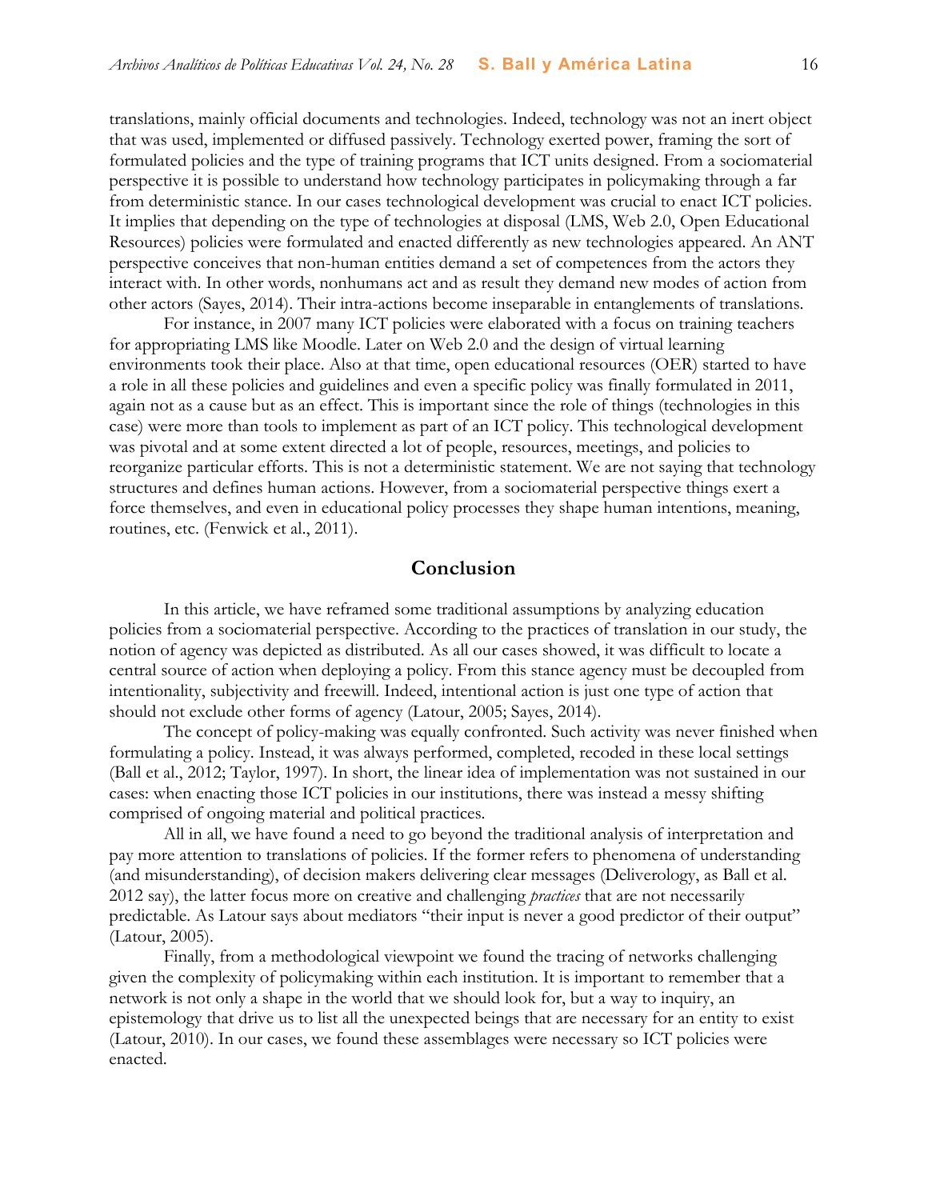translations, mainly official documents and technologies. Indeed, technology was not an inert object that was used, implemented or diffused passively. Technology exerted power, framing the sort of formulated policies and the type of training programs that ICT units designed. From a sociomaterial perspective it is possible to understand how technology participates in policymaking through a far from deterministic stance. In our cases technological development was crucial to enact ICT policies. It implies that depending on the type of technologies at disposal (LMS, Web 2.0, Open Educational Resources) policies were formulated and enacted differently as new technologies appeared. An ANT perspective conceives that non-human entities demand a set of competences from the actors they interact with. In other words, nonhumans act and as result they demand new modes of action from other actors (Sayes, 2014). Their intra-actions become inseparable in entanglements of translations.

For instance, in 2007 many ICT policies were elaborated with a focus on training teachers for appropriating LMS like Moodle. Later on Web 2.0 and the design of virtual learning environments took their place. Also at that time, open educational resources (OER) started to have a role in all these policies and guidelines and even a specific policy was finally formulated in 2011, again not as a cause but as an effect. This is important since the role of things (technologies in this case) were more than tools to implement as part of an ICT policy. This technological development was pivotal and at some extent directed a lot of people, resources, meetings, and policies to reorganize particular efforts. This is not a deterministic statement. We are not saying that technology structures and defines human actions. However, from a sociomaterial perspective things exert a force themselves, and even in educational policy processes they shape human intentions, meaning, routines, etc. (Fenwick et al., 2011).

## Conclusion

In this article, we have reframed some traditional assumptions by analyzing education policies from a sociomaterial perspective. According to the practices of translation in our study, the notion of agency was depicted as distributed. As all our cases showed, it was difficult to locate a central source of action when deploying a policy. From this stance agency must be decoupled from intentionality, subjectivity and freewill. Indeed, intentional action is just one type of action that should not exclude other forms of agency (Latour, 2005; Sayes, 2014).

The concept of policy-making was equally confronted. Such activity was never finished when formulating a policy. Instead, it was always performed, completed, recoded in these local settings (Ball et al., 2012; Taylor, 1997). In short, the linear idea of implementation was not sustained in our cases: when enacting those ICT policies in our institutions, there was instead a messy shifting comprised of ongoing material and political practices.

All in all, we have found a need to go beyond the traditional analysis of interpretation and pay more attention to translations of policies. If the former refers to phenomena of understanding (and misunderstanding), of decision makers delivering clear messages (Deliverology, as Ball et al. 2012 say), the latter focus more on creative and challenging *practices* that are not necessarily predictable. As Latour says about mediators "their input is never a good predictor of their output" (Latour, 2005).

Finally, from a methodological viewpoint we found the tracing of networks challenging given the complexity of policymaking within each institution. It is important to remember that a network is not only a shape in the world that we should look for, but a way to inquiry, an epistemology that drive us to list all the unexpected beings that are necessary for an entity to exist (Latour, 2010). In our cases, we found these assemblages were necessary so ICT policies were enacted.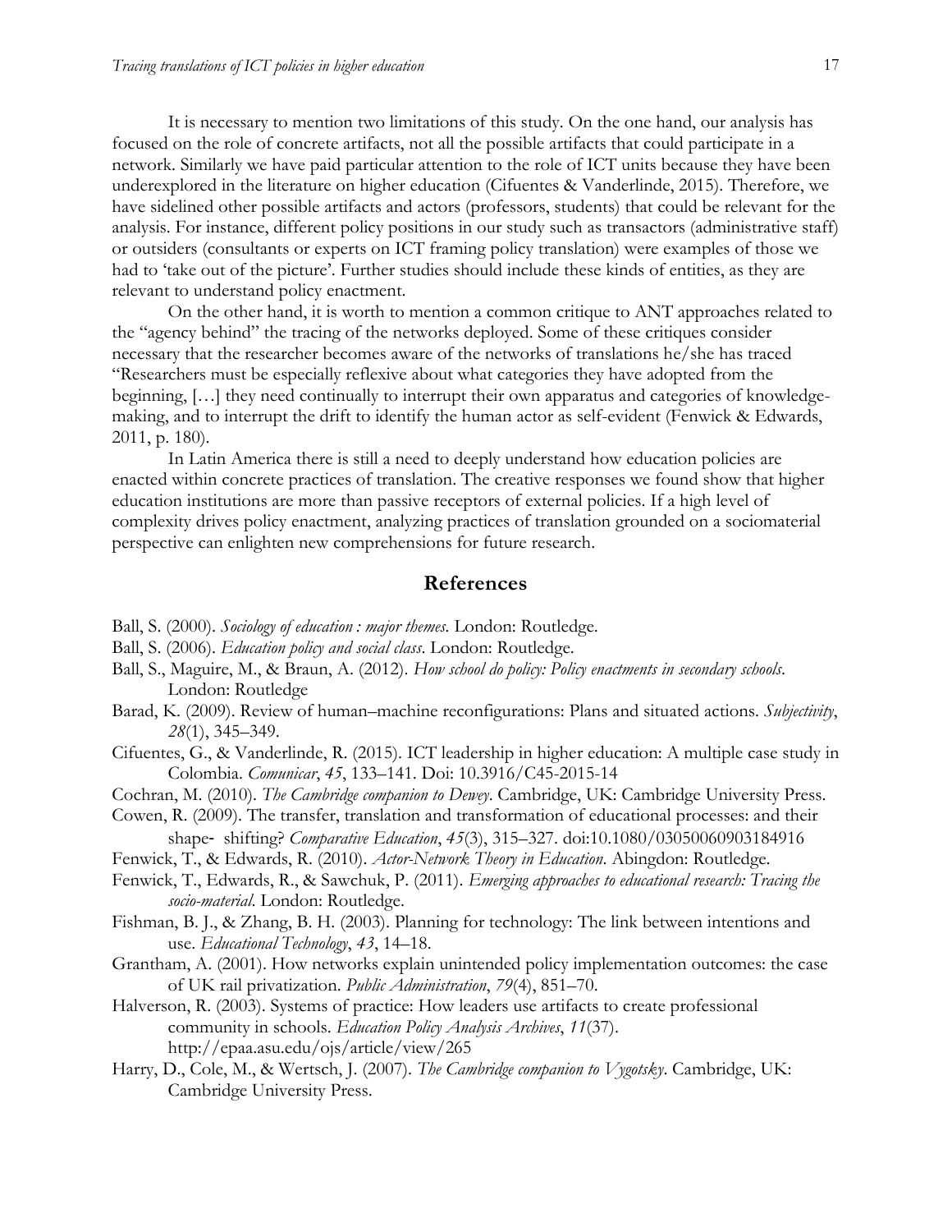It is necessary to mention two limitations of this study. On the one hand, our analysis has focused on the role of concrete artifacts, not all the possible artifacts that could participate in a network. Similarly we have paid particular attention to the role of ICT units because they have been underexplored in the literature on higher education (Cifuentes & Vanderlinde, 2015). Therefore, we have sidelined other possible artifacts and actors (professors, students) that could be relevant for the analysis. For instance, different policy positions in our study such as transactors (administrative staff) or outsiders (consultants or experts on ICT framing policy translation) were examples of those we had to 'take out of the picture'. Further studies should include these kinds of entities, as they are relevant to understand policy enactment.

On the other hand, it is worth to mention a common critique to ANT approaches related to the "agency behind" the tracing of the networks deployed. Some of these critiques consider necessary that the researcher becomes aware of the networks of translations he/she has traced "Researchers must be especially reflexive about what categories they have adopted from the beginning, […] they need continually to interrupt their own apparatus and categories of knowledge-making, and to interrupt the drift to identify the human actor as self-evident (Fenwick & Edwards, 2011, p. 180).

In Latin America there is still a need to deeply understand how education policies are enacted within concrete practices of translation. The creative responses we found show that higher education institutions are more than passive receptors of external policies. If a high level of complexity drives policy enactment, analyzing practices of translation grounded on a sociomaterial perspective can enlighten new comprehensions for future research.

## References

Ball, S. (2000). *Sociology of education : major themes.* London: Routledge.

Ball, S. (2006). *Education policy and social class*. London: Routledge.

Ball, S., Maguire, M., & Braun, A. (2012). *How school do policy: Policy enactments in secondary schools*. London: Routledge

Barad, K. (2009). Review of human–machine reconfigurations: Plans and situated actions. *Subjectivity*, *28*(1), 345–349.

Cifuentes, G., & Vanderlinde, R. (2015). ICT leadership in higher education: A multiple case study in Colombia. *Comunicar*, *45*, 133–141. Doi: 10.3916/C45-2015-14

Cochran, M. (2010). *The Cambridge companion to Dewey*. Cambridge, UK: Cambridge University Press.

Cowen, R. (2009). The transfer, translation and transformation of educational processes: and their shape‐ shifting? *Comparative Education*, *45*(3), 315–327. doi:10.1080/03050060903184916

Fenwick, T., & Edwards, R. (2010). *Actor-Network Theory in Education*. Abingdon: Routledge.

Fenwick, T., Edwards, R., & Sawchuk, P. (2011). *Emerging approaches to educational research: Tracing the socio-material.* London: Routledge.

Fishman, B. J., & Zhang, B. H. (2003). Planning for technology: The link between intentions and use. *Educational Technology*, *43*, 14–18.

Grantham, A. (2001). How networks explain unintended policy implementation outcomes: the case of UK rail privatization. *Public Administration*, *79*(4), 851–70.

Halverson, R. (2003). Systems of practice: How leaders use artifacts to create professional community in schools. *Education Policy Analysis Archives*, *11*(37). http://epaa.asu.edu/ojs/article/view/265

Harry, D., Cole, M., & Wertsch, J. (2007). *The Cambridge companion to Vygotsky*. Cambridge, UK: Cambridge University Press.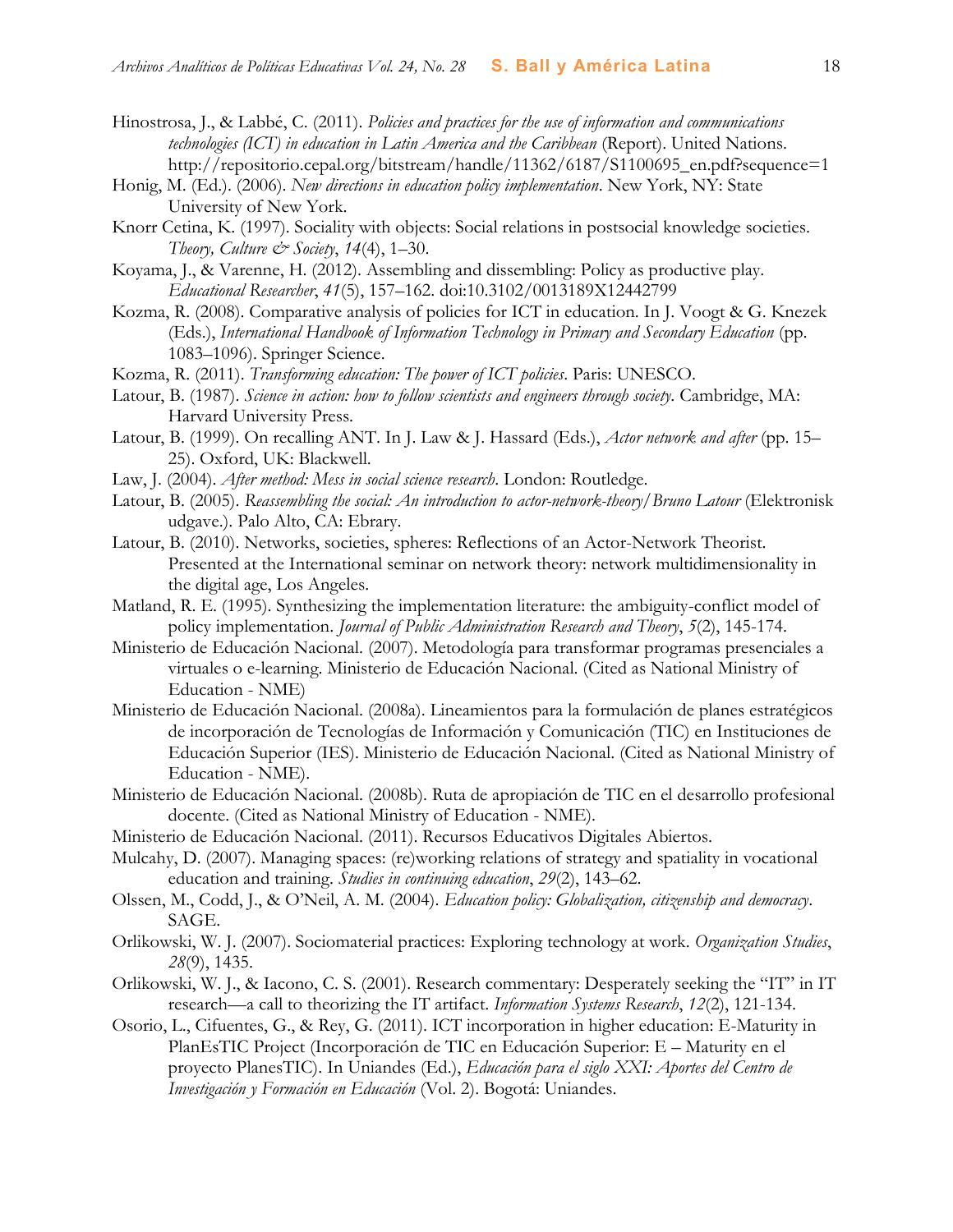Hinostrosa, J., & Labbé, C. (2011). *Policies and practices for the use of information and communications technologies (ICT) in education in Latin America and the Caribbean* (Report). United Nations. http://repositorio.cepal.org/bitstream/handle/11362/6187/S1100695_en.pdf?sequence=1

Honig, M. (Ed.). (2006). *New directions in education policy implementation*. New York, NY: State University of New York.

Knorr Cetina, K. (1997). Sociality with objects: Social relations in postsocial knowledge societies. *Theory, Culture & Society*, *14*(4), 1–30.

Koyama, J., & Varenne, H. (2012). Assembling and dissembling: Policy as productive play. *Educational Researcher*, *41*(5), 157–162. doi:10.3102/0013189X12442799

Kozma, R. (2008). Comparative analysis of policies for ICT in education. In J. Voogt & G. Knezek (Eds.), *International Handbook of Information Technology in Primary and Secondary Education* (pp. 1083–1096). Springer Science.

Kozma, R. (2011). *Transforming education: The power of ICT policies*. Paris: UNESCO.

Latour, B. (1987). *Science in action: how to follow scientists and engineers through society*. Cambridge, MA: Harvard University Press.

Latour, B. (1999). On recalling ANT. In J. Law & J. Hassard (Eds.), *Actor network and after* (pp. 15–25). Oxford, UK: Blackwell.

Law, J. (2004). *After method: Mess in social science research*. London: Routledge.

Latour, B. (2005). *Reassembling the social: An introduction to actor-network-theory/Bruno Latour* (Elektronisk udgave.). Palo Alto, CA: Ebrary.

Latour, B. (2010). Networks, societies, spheres: Reflections of an Actor-Network Theorist. Presented at the International seminar on network theory: network multidimensionality in the digital age, Los Angeles.

Matland, R. E. (1995). Synthesizing the implementation literature: the ambiguity-conflict model of policy implementation. *Journal of Public Administration Research and Theory*, *5*(2), 145-174.

Ministerio de Educación Nacional. (2007). Metodología para transformar programas presenciales a virtuales o e-learning. Ministerio de Educación Nacional. (Cited as National Ministry of Education - NME)

Ministerio de Educación Nacional. (2008a). Lineamientos para la formulación de planes estratégicos de incorporación de Tecnologías de Información y Comunicación (TIC) en Instituciones de Educación Superior (IES). Ministerio de Educación Nacional. (Cited as National Ministry of Education - NME).

Ministerio de Educación Nacional. (2008b). Ruta de apropiación de TIC en el desarrollo profesional docente. (Cited as National Ministry of Education - NME).

Ministerio de Educación Nacional. (2011). Recursos Educativos Digitales Abiertos.

Mulcahy, D. (2007). Managing spaces: (re)working relations of strategy and spatiality in vocational education and training. *Studies in continuing education*, *29*(2), 143–62.

Olssen, M., Codd, J., & O'Neil, A. M. (2004). *Education policy: Globalization, citizenship and democracy*. SAGE.

Orlikowski, W. J. (2007). Sociomaterial practices: Exploring technology at work. *Organization Studies*, *28*(9), 1435.

Orlikowski, W. J., & Iacono, C. S. (2001). Research commentary: Desperately seeking the "IT" in IT research—a call to theorizing the IT artifact. *Information Systems Research*, *12*(2), 121-134.

Osorio, L., Cifuentes, G., & Rey, G. (2011). ICT incorporation in higher education: E-Maturity in PlanEsTIC Project (Incorporación de TIC en Educación Superior: E – Maturity en el proyecto PlanesTIC). In Uniandes (Ed.), *Educación para el siglo XXI: Aportes del Centro de Investigación y Formación en Educación* (Vol. 2). Bogotá: Uniandes.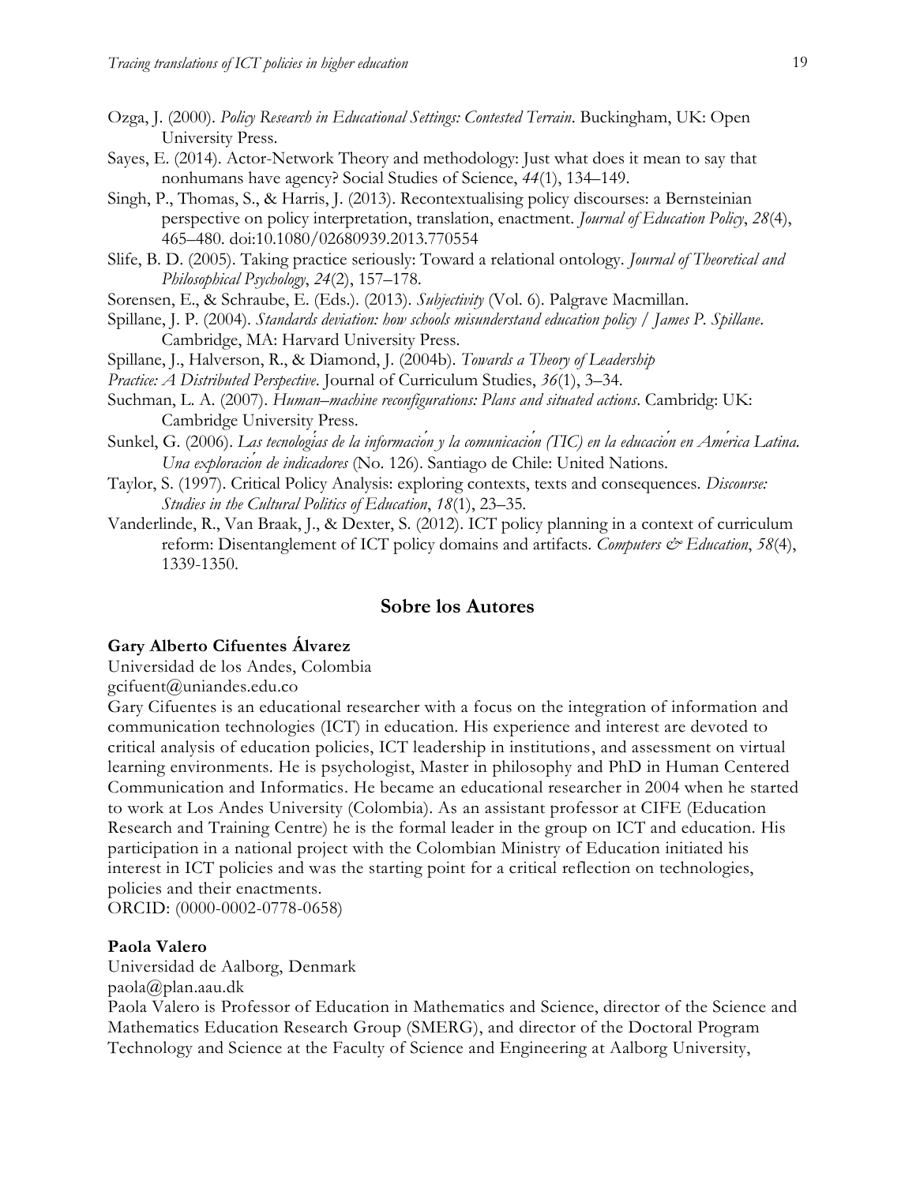Ozga, J. (2000). *Policy Research in Educational Settings: Contested Terrain*. Buckingham, UK: Open University Press.

Sayes, E. (2014). Actor-Network Theory and methodology: Just what does it mean to say that nonhumans have agency? Social Studies of Science, *44*(1), 134–149.

Singh, P., Thomas, S., & Harris, J. (2013). Recontextualising policy discourses: a Bernsteinian perspective on policy interpretation, translation, enactment. *Journal of Education Policy*, *28*(4), 465–480. doi:10.1080/02680939.2013.770554

Slife, B. D. (2005). Taking practice seriously: Toward a relational ontology. *Journal of Theoretical and Philosophical Psychology*, *24*(2), 157–178.

Sorensen, E., & Schraube, E. (Eds.). (2013). *Subjectivity* (Vol. 6). Palgrave Macmillan.

Spillane, J. P. (2004). *Standards deviation: how schools misunderstand education policy / James P. Spillane*. Cambridge, MA: Harvard University Press.

Spillane, J., Halverson, R., & Diamond, J. (2004b). *Towards a Theory of Leadership Practice: A Distributed Perspective*. Journal of Curriculum Studies, *36*(1), 3–34.

Suchman, L. A. (2007). *Human–machine reconfigurations: Plans and situated actions*. Cambridg: UK: Cambridge University Press.

Sunkel, G. (2006). *Las tecnologías de la información y la comunicación (TIC) en la educación en América Latina. Una exploración de indicadores* (No. 126). Santiago de Chile: United Nations.

Taylor, S. (1997). Critical Policy Analysis: exploring contexts, texts and consequences. *Discourse: Studies in the Cultural Politics of Education*, *18*(1), 23–35.

Vanderlinde, R., Van Braak, J., & Dexter, S. (2012). ICT policy planning in a context of curriculum reform: Disentanglement of ICT policy domains and artifacts. *Computers & Education*, *58*(4), 1339-1350.

## Sobre los Autores

**Gary Alberto Cifuentes Álvarez**

Universidad de los Andes, Colombia

gcifuent@uniandes.edu.co

Gary Cifuentes is an educational researcher with a focus on the integration of information and communication technologies (ICT) in education. His experience and interest are devoted to critical analysis of education policies, ICT leadership in institutions, and assessment on virtual learning environments. He is psychologist, Master in philosophy and PhD in Human Centered Communication and Informatics. He became an educational researcher in 2004 when he started to work at Los Andes University (Colombia). As an assistant professor at CIFE (Education Research and Training Centre) he is the formal leader in the group on ICT and education. His participation in a national project with the Colombian Ministry of Education initiated his interest in ICT policies and was the starting point for a critical reflection on technologies, policies and their enactments.

ORCID: (0000-0002-0778-0658)

**Paola Valero**

Universidad de Aalborg, Denmark

paola@plan.aau.dk

Paola Valero is Professor of Education in Mathematics and Science, director of the Science and Mathematics Education Research Group (SMERG), and director of the Doctoral Program Technology and Science at the Faculty of Science and Engineering at Aalborg University,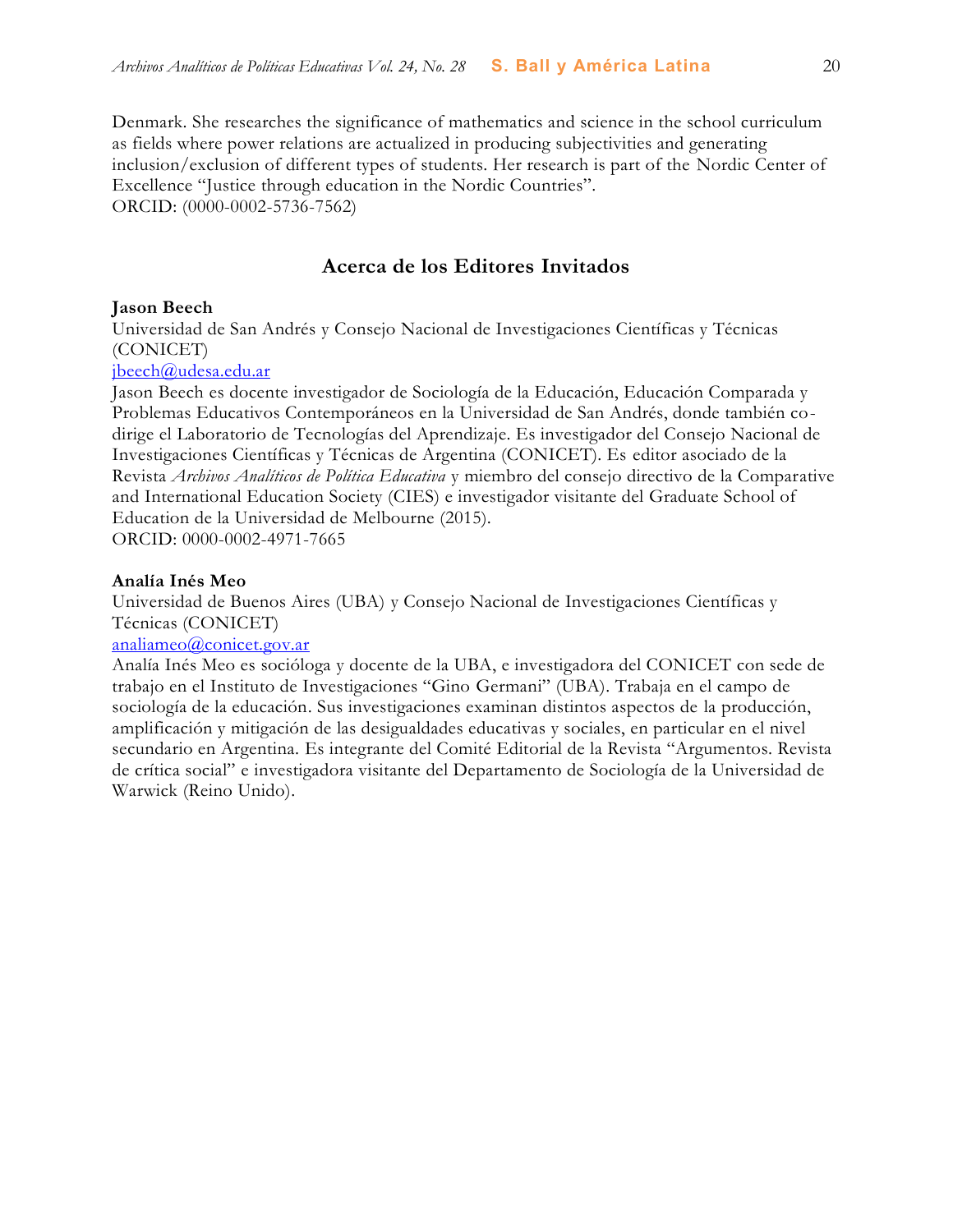Denmark. She researches the significance of mathematics and science in the school curriculum as fields where power relations are actualized in producing subjectivities and generating inclusion/exclusion of different types of students. Her research is part of the Nordic Center of Excellence "Justice through education in the Nordic Countries".
ORCID: (0000-0002-5736-7562)

## Acerca de los Editores Invitados

**Jason Beech**
Universidad de San Andrés y Consejo Nacional de Investigaciones Científicas y Técnicas (CONICET)
jbeech@udesa.edu.ar
Jason Beech es docente investigador de Sociología de la Educación, Educación Comparada y Problemas Educativos Contemporáneos en la Universidad de San Andrés, donde también co-dirige el Laboratorio de Tecnologías del Aprendizaje. Es investigador del Consejo Nacional de Investigaciones Científicas y Técnicas de Argentina (CONICET). Es editor asociado de la Revista *Archivos Analíticos de Política Educativa* y miembro del consejo directivo de la Comparative and International Education Society (CIES) e investigador visitante del Graduate School of Education de la Universidad de Melbourne (2015).
ORCID: 0000-0002-4971-7665

**Analía Inés Meo**
Universidad de Buenos Aires (UBA) y Consejo Nacional de Investigaciones Científicas y Técnicas (CONICET)
analiameo@conicet.gov.ar
Analía Inés Meo es socióloga y docente de la UBA, e investigadora del CONICET con sede de trabajo en el Instituto de Investigaciones "Gino Germani" (UBA). Trabaja en el campo de sociología de la educación. Sus investigaciones examinan distintos aspectos de la producción, amplificación y mitigación de las desigualdades educativas y sociales, en particular en el nivel secundario en Argentina. Es integrante del Comité Editorial de la Revista "Argumentos. Revista de crítica social" e investigadora visitante del Departamento de Sociología de la Universidad de Warwick (Reino Unido).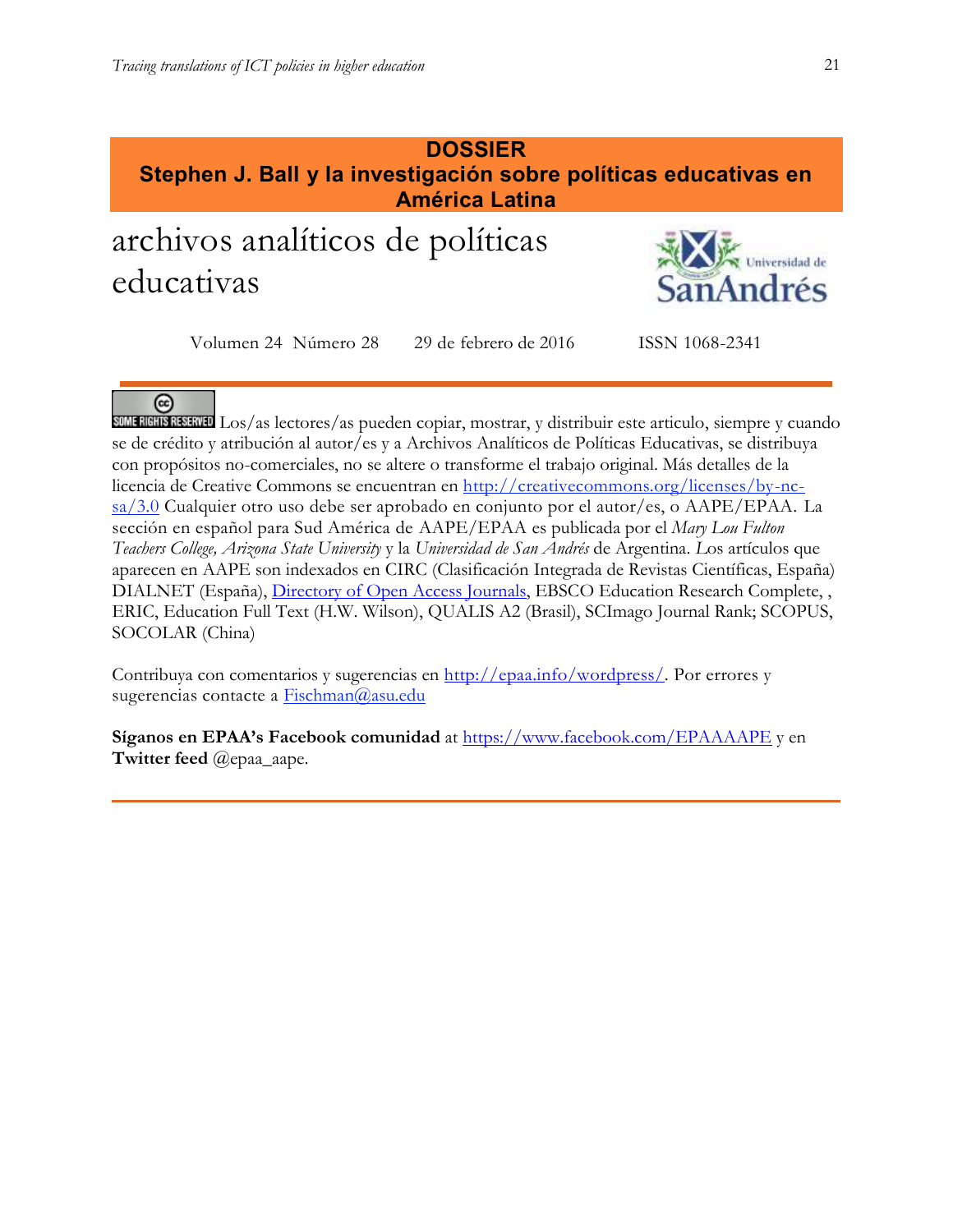**DOSSIER**
**Stephen J. Ball y la investigación sobre políticas educativas en América Latina**

# archivos analíticos de políticas educativas

Volumen 24 Número 28 29 de febrero de 2016 ISSN 1068-2341

Los/as lectores/as pueden copiar, mostrar, y distribuir este articulo, siempre y cuando se de crédito y atribución al autor/es y a Archivos Analíticos de Políticas Educativas, se distribuya con propósitos no-comerciales, no se altere o transforme el trabajo original. Más detalles de la licencia de Creative Commons se encuentran en http://creativecommons.org/licenses/by-nc-sa/3.0 Cualquier otro uso debe ser aprobado en conjunto por el autor/es, o AAPE/EPAA. La sección en español para Sud América de AAPE/EPAA es publicada por el *Mary Lou Fulton Teachers College, Arizona State University* y la *Universidad de San Andrés* de Argentina. Los artículos que aparecen en AAPE son indexados en CIRC (Clasificación Integrada de Revistas Científicas, España) DIALNET (España), Directory of Open Access Journals, EBSCO Education Research Complete, , ERIC, Education Full Text (H.W. Wilson), QUALIS A2 (Brasil), SCImago Journal Rank; SCOPUS, SOCOLAR (China)

Contribuya con comentarios y sugerencias en http://epaa.info/wordpress/. Por errores y sugerencias contacte a Fischman@asu.edu

**Síganos en EPAA's Facebook comunidad** at https://www.facebook.com/EPAAAAPE y en **Twitter feed** @epaa_aape.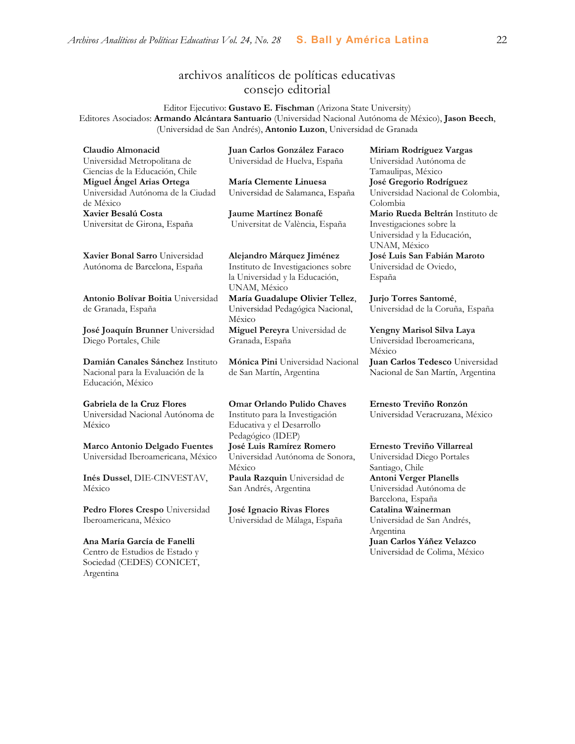# archivos analíticos de políticas educativas
## consejo editorial

Editor Ejecutivo: **Gustavo E. Fischman** (Arizona State University)
Editores Asociados: **Armando Alcántara Santuario** (Universidad Nacional Autónoma de México), **Jason Beech**, (Universidad de San Andrés), **Antonio Luzon**, Universidad de Granada

**Claudio Almonacid** Universidad Metropolitana de Ciencias de la Educación, Chile

**Miguel Ángel Arias Ortega** Universidad Autónoma de la Ciudad de México

**Xavier Besalú Costa** Universitat de Girona, España

**Xavier Bonal Sarro** Universidad Autónoma de Barcelona, España

**Antonio Bolívar Boitia** Universidad de Granada, España

**José Joaquín Brunner** Universidad Diego Portales, Chile

**Damián Canales Sánchez** Instituto Nacional para la Evaluación de la Educación, México

**Gabriela de la Cruz Flores** Universidad Nacional Autónoma de México

**Marco Antonio Delgado Fuentes** Universidad Iberoamericana, México

**Inés Dussel**, DIE-CINVESTAV, México

**Pedro Flores Crespo** Universidad Iberoamericana, México

**Ana María García de Fanelli** Centro de Estudios de Estado y Sociedad (CEDES) CONICET, Argentina

**Juan Carlos González Faraco** Universidad de Huelva, España

**María Clemente Linuesa** Universidad de Salamanca, España

**Jaume Martínez Bonafé** Universitat de València, España

**Alejandro Márquez Jiménez** Instituto de Investigaciones sobre la Universidad y la Educación, UNAM, México

**María Guadalupe Olivier Tellez**, Universidad Pedagógica Nacional, México

**Miguel Pereyra** Universidad de Granada, España

**Mónica Pini** Universidad Nacional de San Martín, Argentina

**Omar Orlando Pulido Chaves** Instituto para la Investigación Educativa y el Desarrollo Pedagógico (IDEP)

**José Luis Ramírez Romero** Universidad Autónoma de Sonora, México

**Paula Razquin** Universidad de San Andrés, Argentina

**José Ignacio Rivas Flores** Universidad de Málaga, España

**Miriam Rodríguez Vargas** Universidad Autónoma de Tamaulipas, México

**José Gregorio Rodríguez** Universidad Nacional de Colombia, Colombia

**Mario Rueda Beltrán** Instituto de Investigaciones sobre la Universidad y la Educación, UNAM, México

**José Luis San Fabián Maroto** Universidad de Oviedo, España

**Jurjo Torres Santomé**, Universidad de la Coruña, España

**Yengny Marisol Silva Laya** Universidad Iberoamericana, México

**Juan Carlos Tedesco** Universidad Nacional de San Martín, Argentina

**Ernesto Treviño Ronzón** Universidad Veracruzana, México

**Ernesto Treviño Villarreal** Universidad Diego Portales Santiago, Chile

**Antoni Verger Planells** Universidad Autónoma de Barcelona, España

**Catalina Wainerman** Universidad de San Andrés, Argentina

**Juan Carlos Yáñez Velazco** Universidad de Colima, México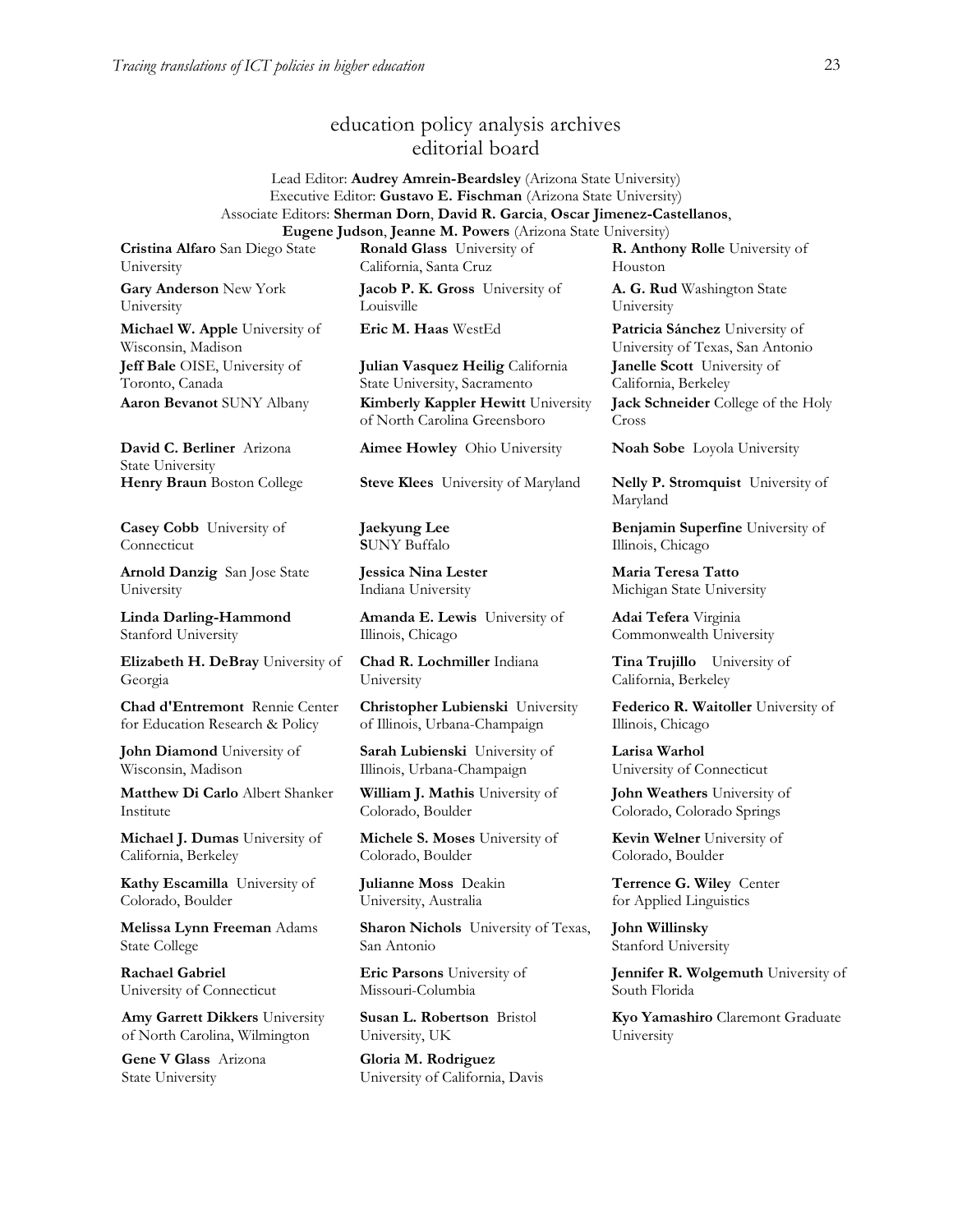# education policy analysis archives
## editorial board

Lead Editor: **Audrey Amrein-Beardsley** (Arizona State University)
Executive Editor: **Gustavo E. Fischman** (Arizona State University)
Associate Editors: **Sherman Dorn**, **David R. Garcia**, **Oscar Jimenez-Castellanos**, **Eugene Judson**, **Jeanne M. Powers** (Arizona State University)

**Cristina Alfaro** San Diego State University

**Gary Anderson** New York University

**Michael W. Apple** University of Wisconsin, Madison

**Jeff Bale** OISE, University of Toronto, Canada

**Aaron Bevanot** SUNY Albany

**David C. Berliner** Arizona State University

**Henry Braun** Boston College

**Casey Cobb** University of Connecticut

**Arnold Danzig** San Jose State University

**Linda Darling-Hammond** Stanford University

**Elizabeth H. DeBray** University of Georgia

**Chad d'Entremont** Rennie Center for Education Research & Policy

**John Diamond** University of Wisconsin, Madison

**Matthew Di Carlo** Albert Shanker Institute

**Michael J. Dumas** University of California, Berkeley

**Kathy Escamilla** University of Colorado, Boulder

**Melissa Lynn Freeman** Adams State College

**Rachael Gabriel** University of Connecticut

**Amy Garrett Dikkers** University of North Carolina, Wilmington

**Gene V Glass** Arizona State University

**Ronald Glass** University of California, Santa Cruz

**Jacob P. K. Gross** University of Louisville

**Eric M. Haas** WestEd

**Julian Vasquez Heilig** California State University, Sacramento

**Kimberly Kappler Hewitt** University of North Carolina Greensboro

**Aimee Howley** Ohio University

**Steve Klees** University of Maryland

**Jaekyung Lee** SUNY Buffalo

**Jessica Nina Lester** Indiana University

**Amanda E. Lewis** University of Illinois, Chicago

**Chad R. Lochmiller** Indiana University

**Christopher Lubienski** University of Illinois, Urbana-Champaign

**Sarah Lubienski** University of Illinois, Urbana-Champaign

**William J. Mathis** University of Colorado, Boulder

**Michele S. Moses** University of Colorado, Boulder

**Julianne Moss** Deakin University, Australia

**Sharon Nichols** University of Texas, San Antonio

**Eric Parsons** University of Missouri-Columbia

**Susan L. Robertson** Bristol University, UK

**Gloria M. Rodriguez** University of California, Davis

**R. Anthony Rolle** University of Houston

**A. G. Rud** Washington State University

**Patricia Sánchez** University of University of Texas, San Antonio

**Janelle Scott** University of California, Berkeley

**Jack Schneider** College of the Holy Cross

**Noah Sobe** Loyola University

**Nelly P. Stromquist** University of Maryland

**Benjamin Superfine** University of Illinois, Chicago

**Maria Teresa Tatto** Michigan State University

**Adai Tefera** Virginia Commonwealth University

**Tina Trujillo** University of California, Berkeley

**Federico R. Waitoller** University of Illinois, Chicago

**Larisa Warhol** University of Connecticut

**John Weathers** University of Colorado, Colorado Springs

**Kevin Welner** University of Colorado, Boulder

**Terrence G. Wiley** Center for Applied Linguistics

**John Willinsky** Stanford University

**Jennifer R. Wolgemuth** University of South Florida

**Kyo Yamashiro** Claremont Graduate University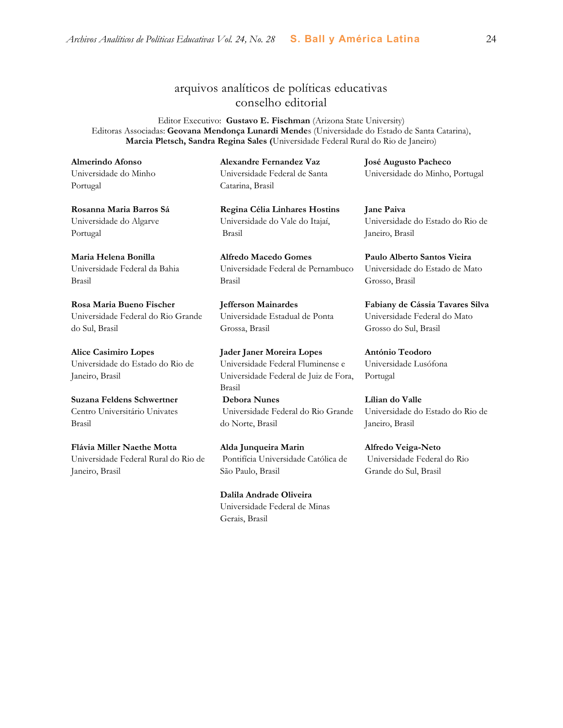## arquivos analíticos de políticas educativas
## conselho editorial

Editor Executivo: **Gustavo E. Fischman** (Arizona State University)
Editoras Associadas: **Geovana Mendonça Lunardi Mende**s (Universidade do Estado de Santa Catarina), **Marcia Pletsch, Sandra Regina Sales (**Universidade Federal Rural do Rio de Janeiro)

**Almerindo Afonso**
Universidade do Minho
Portugal

**Rosanna Maria Barros Sá**
Universidade do Algarve
Portugal

**Maria Helena Bonilla**
Universidade Federal da Bahia
Brasil

**Rosa Maria Bueno Fischer**
Universidade Federal do Rio Grande do Sul, Brasil

**Alice Casimiro Lopes**
Universidade do Estado do Rio de Janeiro, Brasil

**Suzana Feldens Schwertner**
Centro Universitário Univates
Brasil

**Flávia Miller Naethe Motta**
Universidade Federal Rural do Rio de Janeiro, Brasil

**Alexandre Fernandez Vaz**
Universidade Federal de Santa Catarina, Brasil

**Regina Célia Linhares Hostins**
Universidade do Vale do Itajaí, Brasil

**Alfredo Macedo Gomes**
Universidade Federal de Pernambuco
Brasil

**Jefferson Mainardes**
Universidade Estadual de Ponta Grossa, Brasil

**Jader Janer Moreira Lopes**
Universidade Federal Fluminense e Universidade Federal de Juiz de Fora, Brasil

**Debora Nunes**
Universidade Federal do Rio Grande do Norte, Brasil

**Alda Junqueira Marin**
Pontifícia Universidade Católica de São Paulo, Brasil

**Dalila Andrade Oliveira**
Universidade Federal de Minas Gerais, Brasil

**José Augusto Pacheco**
Universidade do Minho, Portugal

**Jane Paiva**
Universidade do Estado do Rio de Janeiro, Brasil

**Paulo Alberto Santos Vieira**
Universidade do Estado de Mato Grosso, Brasil

**Fabiany de Cássia Tavares Silva**
Universidade Federal do Mato Grosso do Sul, Brasil

**António Teodoro**
Universidade Lusófona
Portugal

**Lílian do Valle**
Universidade do Estado do Rio de Janeiro, Brasil

**Alfredo Veiga-Neto**
Universidade Federal do Rio Grande do Sul, Brasil